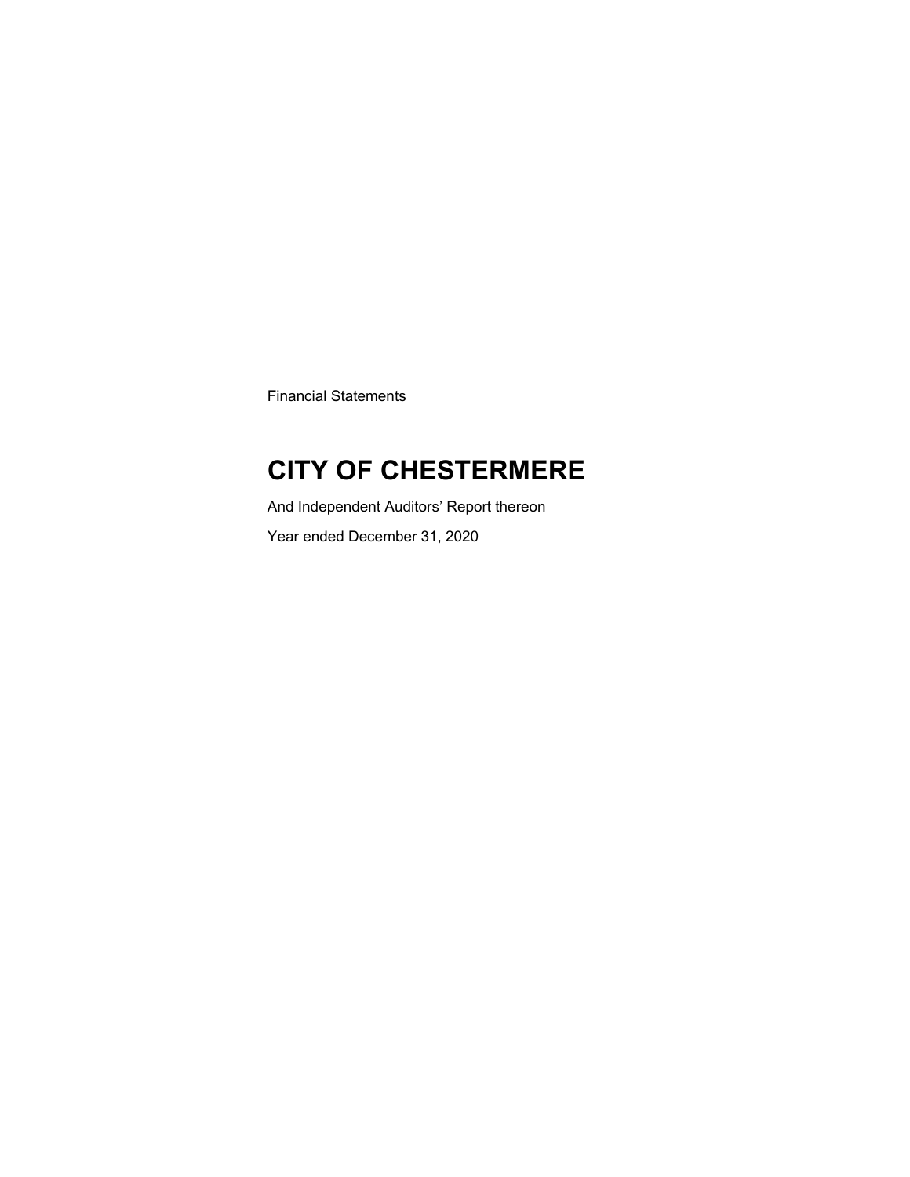Financial Statements

# CITY OF CHESTERMERE

And Independent Auditors' Report thereon

Year ended December 31, 2020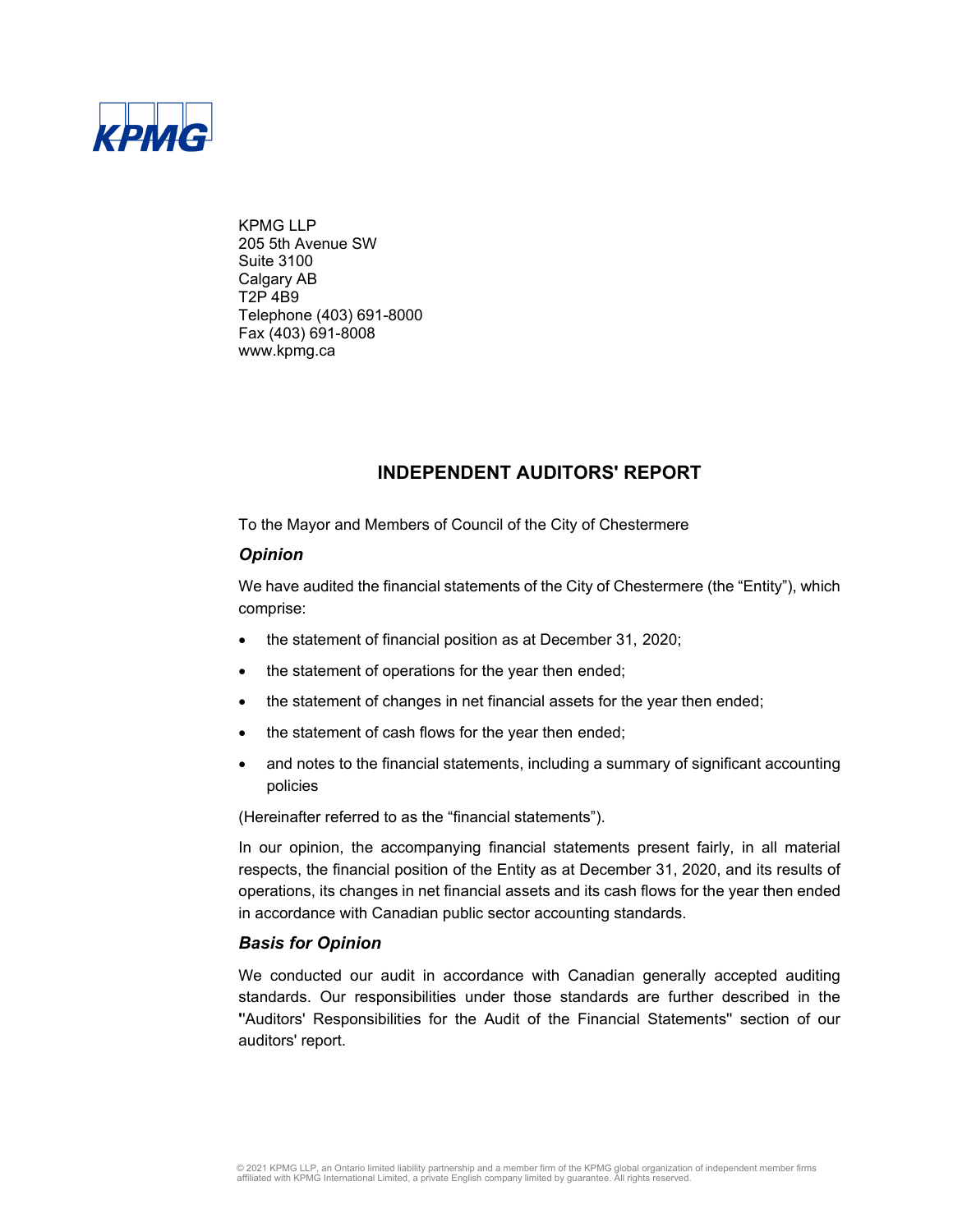KPMG

KPMG LLP
205 5th Avenue SW
Suite 3100
Calgary AB
T2P 4B9
Telephone (403) 691-8000
Fax (403) 691-8008
www.kpmg.ca

## INDEPENDENT AUDITORS' REPORT

To the Mayor and Members of Council of the City of Chestermere

### *Opinion*

We have audited the financial statements of the City of Chestermere (the "Entity"), which comprise:

- the statement of financial position as at December 31, 2020;
- the statement of operations for the year then ended;
- the statement of changes in net financial assets for the year then ended;
- the statement of cash flows for the year then ended;
- and notes to the financial statements, including a summary of significant accounting policies

(Hereinafter referred to as the "financial statements").

In our opinion, the accompanying financial statements present fairly, in all material respects, the financial position of the Entity as at December 31, 2020, and its results of operations, its changes in net financial assets and its cash flows for the year then ended in accordance with Canadian public sector accounting standards.

### *Basis for Opinion*

We conducted our audit in accordance with Canadian generally accepted auditing standards. Our responsibilities under those standards are further described in the "Auditors' Responsibilities for the Audit of the Financial Statements" section of our auditors' report.

© 2021 KPMG LLP, an Ontario limited liability partnership and a member firm of the KPMG global organization of independent member firms affiliated with KPMG International Limited, a private English company limited by guarantee. All rights reserved.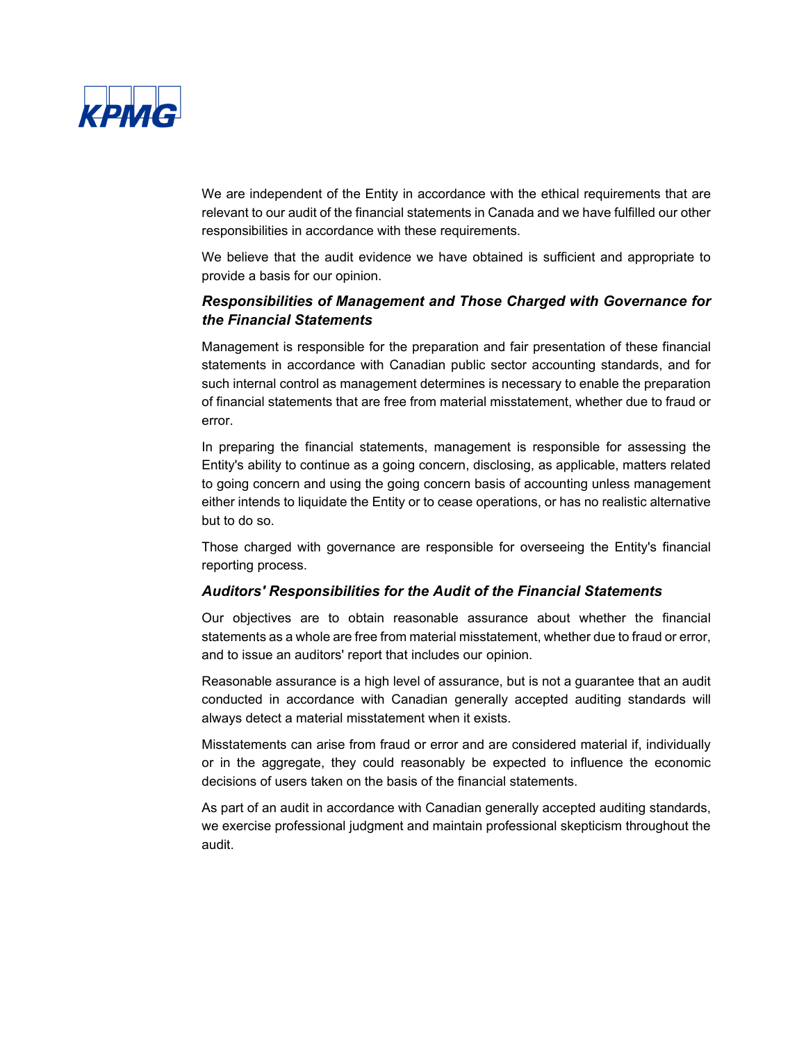We are independent of the Entity in accordance with the ethical requirements that are relevant to our audit of the financial statements in Canada and we have fulfilled our other responsibilities in accordance with these requirements.

We believe that the audit evidence we have obtained is sufficient and appropriate to provide a basis for our opinion.

### *Responsibilities of Management and Those Charged with Governance for the Financial Statements*

Management is responsible for the preparation and fair presentation of these financial statements in accordance with Canadian public sector accounting standards, and for such internal control as management determines is necessary to enable the preparation of financial statements that are free from material misstatement, whether due to fraud or error.

In preparing the financial statements, management is responsible for assessing the Entity's ability to continue as a going concern, disclosing, as applicable, matters related to going concern and using the going concern basis of accounting unless management either intends to liquidate the Entity or to cease operations, or has no realistic alternative but to do so.

Those charged with governance are responsible for overseeing the Entity's financial reporting process.

### *Auditors' Responsibilities for the Audit of the Financial Statements*

Our objectives are to obtain reasonable assurance about whether the financial statements as a whole are free from material misstatement, whether due to fraud or error, and to issue an auditors' report that includes our opinion.

Reasonable assurance is a high level of assurance, but is not a guarantee that an audit conducted in accordance with Canadian generally accepted auditing standards will always detect a material misstatement when it exists.

Misstatements can arise from fraud or error and are considered material if, individually or in the aggregate, they could reasonably be expected to influence the economic decisions of users taken on the basis of the financial statements.

As part of an audit in accordance with Canadian generally accepted auditing standards, we exercise professional judgment and maintain professional skepticism throughout the audit.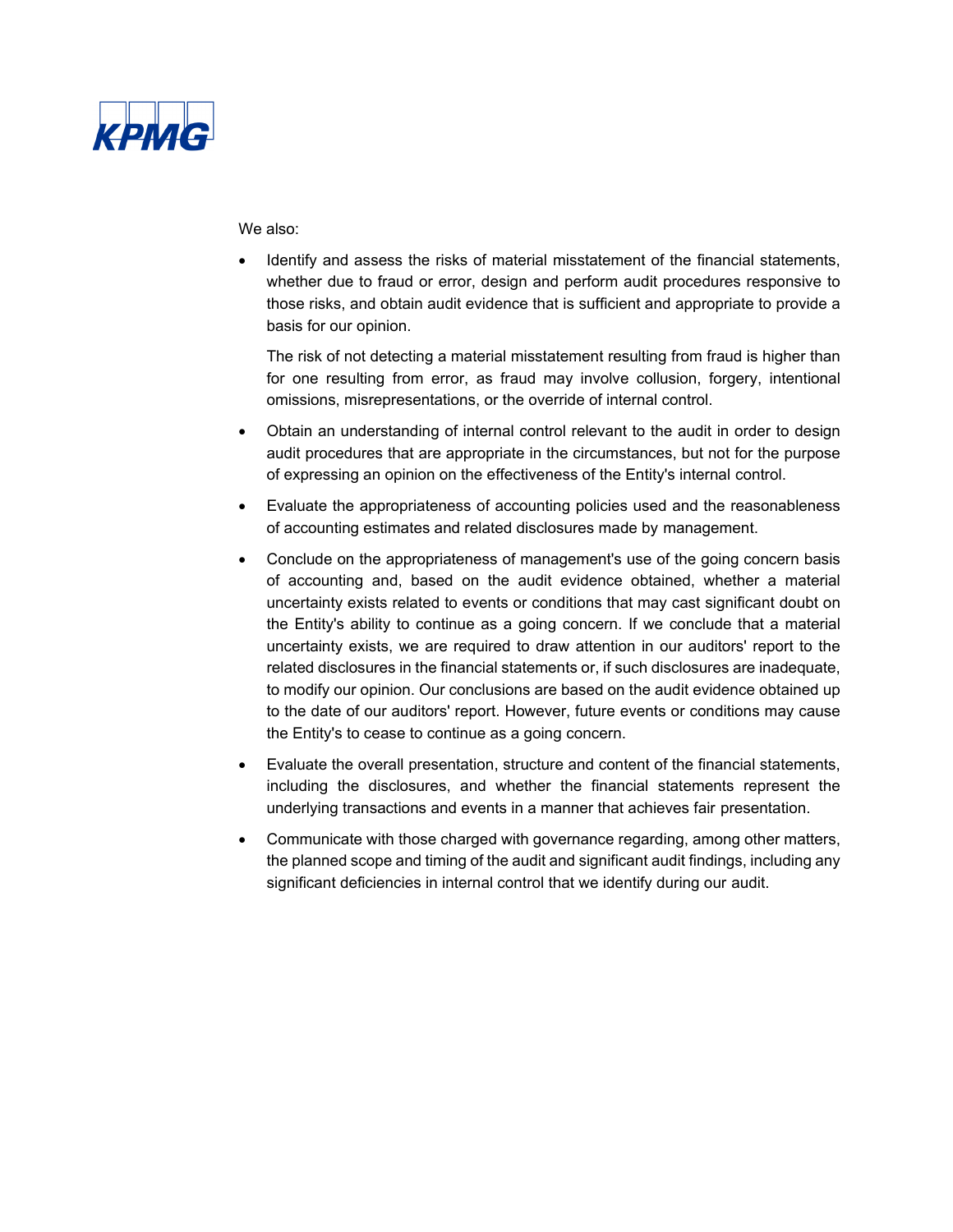We also:

- Identify and assess the risks of material misstatement of the financial statements, whether due to fraud or error, design and perform audit procedures responsive to those risks, and obtain audit evidence that is sufficient and appropriate to provide a basis for our opinion.

  The risk of not detecting a material misstatement resulting from fraud is higher than for one resulting from error, as fraud may involve collusion, forgery, intentional omissions, misrepresentations, or the override of internal control.

- Obtain an understanding of internal control relevant to the audit in order to design audit procedures that are appropriate in the circumstances, but not for the purpose of expressing an opinion on the effectiveness of the Entity's internal control.

- Evaluate the appropriateness of accounting policies used and the reasonableness of accounting estimates and related disclosures made by management.

- Conclude on the appropriateness of management's use of the going concern basis of accounting and, based on the audit evidence obtained, whether a material uncertainty exists related to events or conditions that may cast significant doubt on the Entity's ability to continue as a going concern. If we conclude that a material uncertainty exists, we are required to draw attention in our auditors' report to the related disclosures in the financial statements or, if such disclosures are inadequate, to modify our opinion. Our conclusions are based on the audit evidence obtained up to the date of our auditors' report. However, future events or conditions may cause the Entity's to cease to continue as a going concern.

- Evaluate the overall presentation, structure and content of the financial statements, including the disclosures, and whether the financial statements represent the underlying transactions and events in a manner that achieves fair presentation.

- Communicate with those charged with governance regarding, among other matters, the planned scope and timing of the audit and significant audit findings, including any significant deficiencies in internal control that we identify during our audit.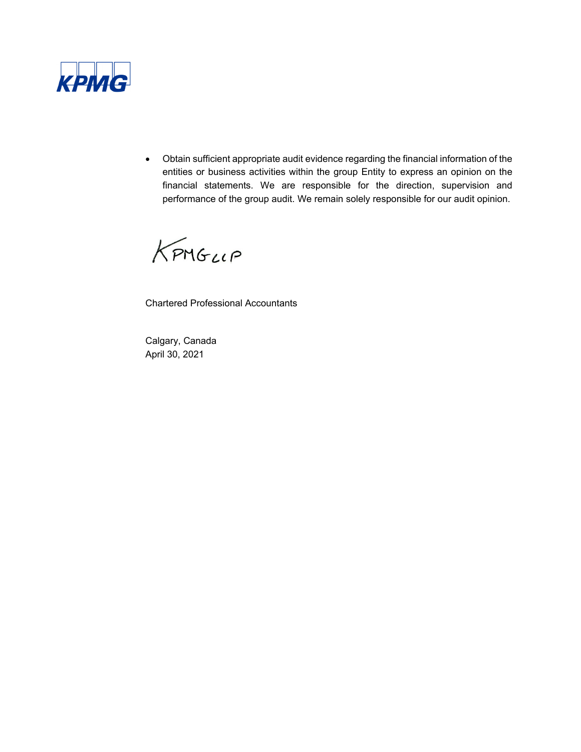- Obtain sufficient appropriate audit evidence regarding the financial information of the entities or business activities within the group Entity to express an opinion on the financial statements. We are responsible for the direction, supervision and performance of the group audit. We remain solely responsible for our audit opinion.

KPMG LLP

Chartered Professional Accountants

Calgary, Canada
April 30, 2021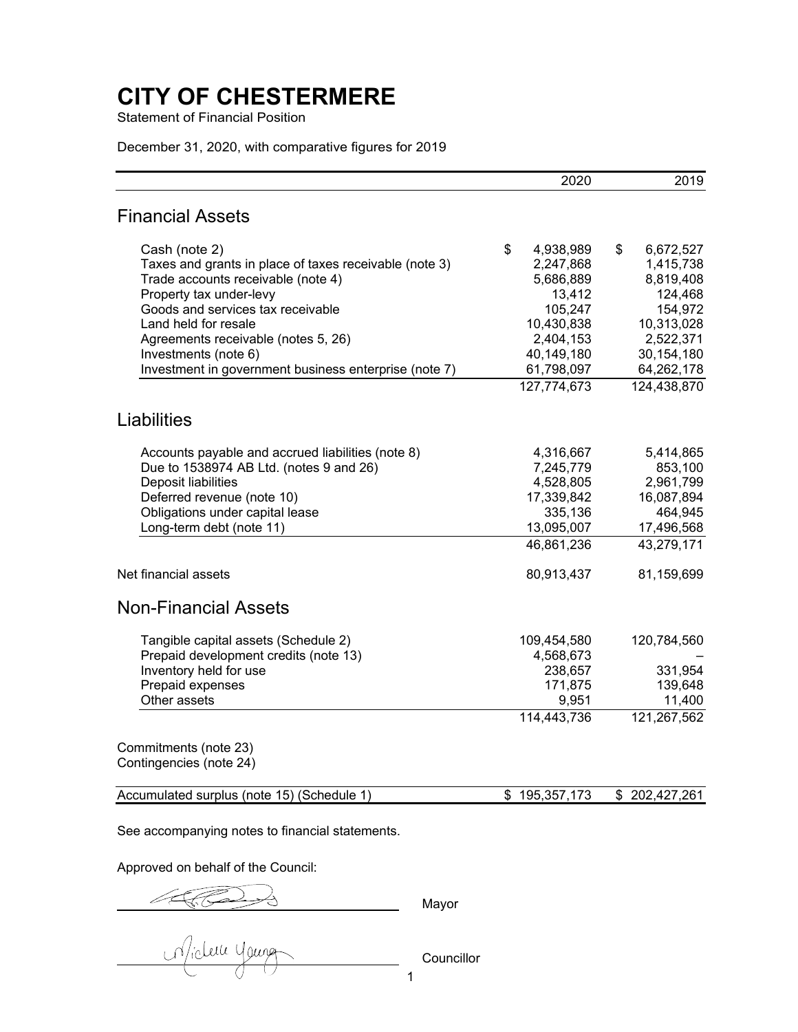# CITY OF CHESTERMERE

Statement of Financial Position

December 31, 2020, with comparative figures for 2019

| | 2020 | 2019 |
|---|---|---|
| **Financial Assets** | | |
| Cash (note 2) | $ 4,938,989 | $ 6,672,527 |
| Taxes and grants in place of taxes receivable (note 3) | 2,247,868 | 1,415,738 |
| Trade accounts receivable (note 4) | 5,686,889 | 8,819,408 |
| Property tax under-levy | 13,412 | 124,468 |
| Goods and services tax receivable | 105,247 | 154,972 |
| Land held for resale | 10,430,838 | 10,313,028 |
| Agreements receivable (notes 5, 26) | 2,404,153 | 2,522,371 |
| Investments (note 6) | 40,149,180 | 30,154,180 |
| Investment in government business enterprise (note 7) | 61,798,097 | 64,262,178 |
| | 127,774,673 | 124,438,870 |
| **Liabilities** | | |
| Accounts payable and accrued liabilities (note 8) | 4,316,667 | 5,414,865 |
| Due to 1538974 AB Ltd. (notes 9 and 26) | 7,245,779 | 853,100 |
| Deposit liabilities | 4,528,805 | 2,961,799 |
| Deferred revenue (note 10) | 17,339,842 | 16,087,894 |
| Obligations under capital lease | 335,136 | 464,945 |
| Long-term debt (note 11) | 13,095,007 | 17,496,568 |
| | 46,861,236 | 43,279,171 |
| Net financial assets | 80,913,437 | 81,159,699 |
| **Non-Financial Assets** | | |
| Tangible capital assets (Schedule 2) | 109,454,580 | 120,784,560 |
| Prepaid development credits (note 13) | 4,568,673 | – |
| Inventory held for use | 238,657 | 331,954 |
| Prepaid expenses | 171,875 | 139,648 |
| Other assets | 9,951 | 11,400 |
| | 114,443,736 | 121,267,562 |
| Commitments (note 23) | | |
| Contingencies (note 24) | | |
| Accumulated surplus (note 15) (Schedule 1) | $ 195,357,173 | $ 202,427,261 |

See accompanying notes to financial statements.

Approved on behalf of the Council:

_______________ Mayor

_______________ Councillor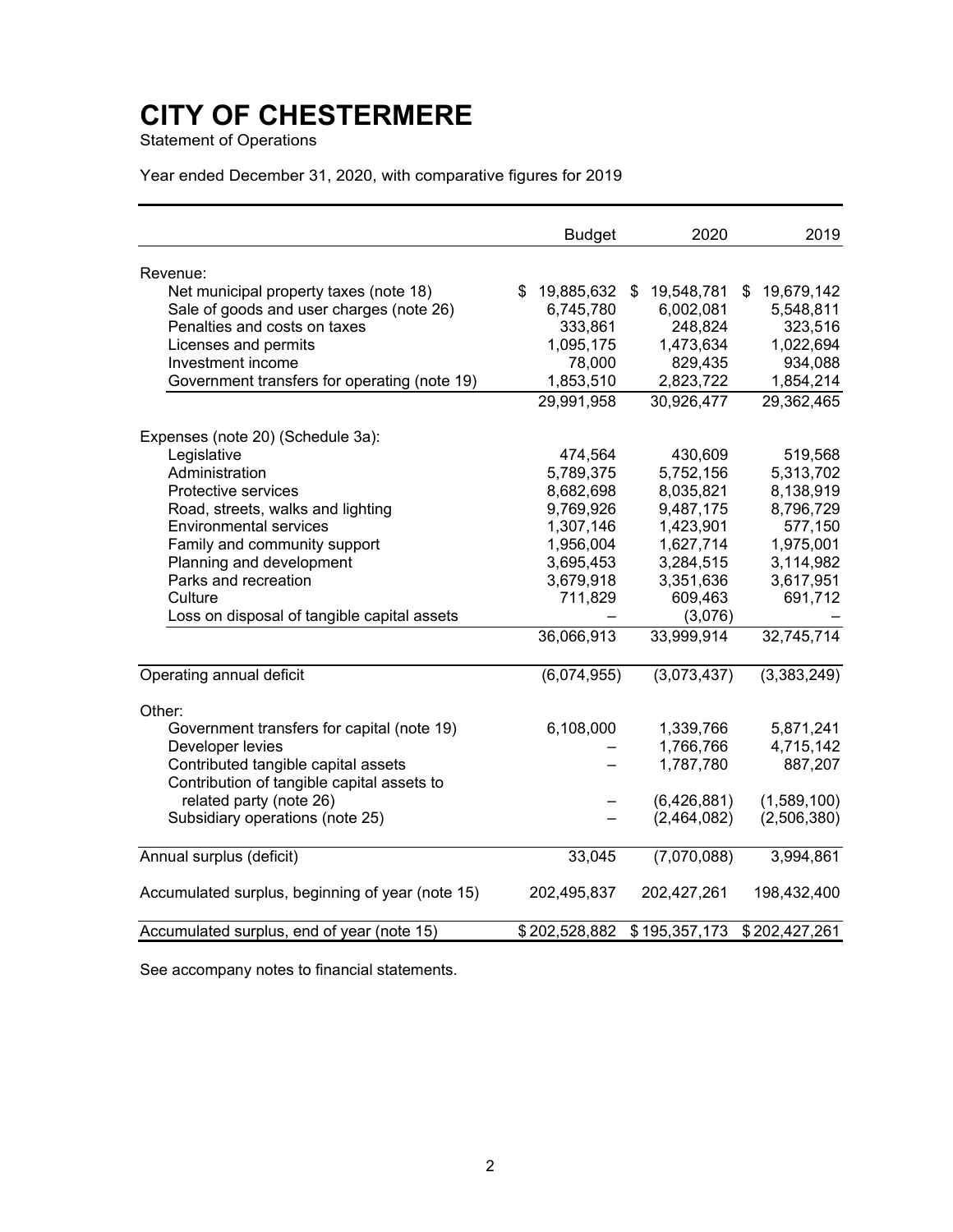# CITY OF CHESTERMERE

Statement of Operations

Year ended December 31, 2020, with comparative figures for 2019

| | Budget | 2020 | 2019 |
|---|---|---|---|
| Revenue: | | | |
| Net municipal property taxes (note 18) | $ 19,885,632 | $ 19,548,781 | $ 19,679,142 |
| Sale of goods and user charges (note 26) | 6,745,780 | 6,002,081 | 5,548,811 |
| Penalties and costs on taxes | 333,861 | 248,824 | 323,516 |
| Licenses and permits | 1,095,175 | 1,473,634 | 1,022,694 |
| Investment income | 78,000 | 829,435 | 934,088 |
| Government transfers for operating (note 19) | 1,853,510 | 2,823,722 | 1,854,214 |
| | 29,991,958 | 30,926,477 | 29,362,465 |
| Expenses (note 20) (Schedule 3a): | | | |
| Legislative | 474,564 | 430,609 | 519,568 |
| Administration | 5,789,375 | 5,752,156 | 5,313,702 |
| Protective services | 8,682,698 | 8,035,821 | 8,138,919 |
| Road, streets, walks and lighting | 9,769,926 | 9,487,175 | 8,796,729 |
| Environmental services | 1,307,146 | 1,423,901 | 577,150 |
| Family and community support | 1,956,004 | 1,627,714 | 1,975,001 |
| Planning and development | 3,695,453 | 3,284,515 | 3,114,982 |
| Parks and recreation | 3,679,918 | 3,351,636 | 3,617,951 |
| Culture | 711,829 | 609,463 | 691,712 |
| Loss on disposal of tangible capital assets | – | (3,076) | – |
| | 36,066,913 | 33,999,914 | 32,745,714 |
| Operating annual deficit | (6,074,955) | (3,073,437) | (3,383,249) |
| Other: | | | |
| Government transfers for capital (note 19) | 6,108,000 | 1,339,766 | 5,871,241 |
| Developer levies | – | 1,766,766 | 4,715,142 |
| Contributed tangible capital assets | – | 1,787,780 | 887,207 |
| Contribution of tangible capital assets to related party (note 26) | – | (6,426,881) | (1,589,100) |
| Subsidiary operations (note 25) | – | (2,464,082) | (2,506,380) |
| Annual surplus (deficit) | 33,045 | (7,070,088) | 3,994,861 |
| Accumulated surplus, beginning of year (note 15) | 202,495,837 | 202,427,261 | 198,432,400 |
| Accumulated surplus, end of year (note 15) | $ 202,528,882 | $ 195,357,173 | $ 202,427,261 |

See accompany notes to financial statements.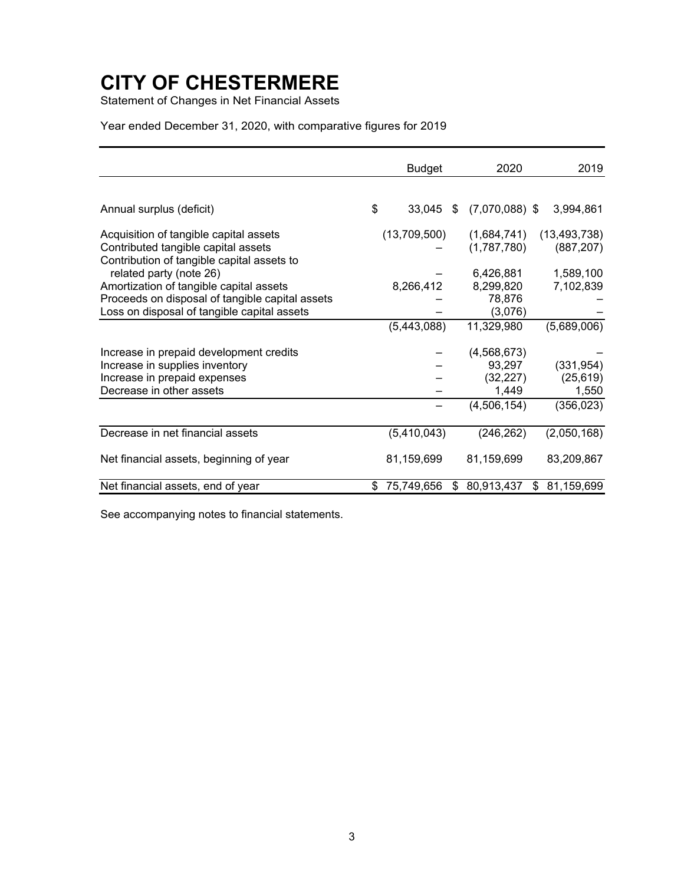# CITY OF CHESTERMERE

Statement of Changes in Net Financial Assets

Year ended December 31, 2020, with comparative figures for 2019

| | Budget | 2020 | 2019 |
|---|---|---|---|
| Annual surplus (deficit) | $ 33,045 | $ (7,070,088) | $ 3,994,861 |
| Acquisition of tangible capital assets | (13,709,500) | (1,684,741) | (13,493,738) |
| Contributed tangible capital assets | – | (1,787,780) | (887,207) |
| Contribution of tangible capital assets to related party (note 26) | – | 6,426,881 | 1,589,100 |
| Amortization of tangible capital assets | 8,266,412 | 8,299,820 | 7,102,839 |
| Proceeds on disposal of tangible capital assets | – | 78,876 | – |
| Loss on disposal of tangible capital assets | – | (3,076) | – |
| | (5,443,088) | 11,329,980 | (5,689,006) |
| Increase in prepaid development credits | – | (4,568,673) | – |
| Increase in supplies inventory | – | 93,297 | (331,954) |
| Increase in prepaid expenses | – | (32,227) | (25,619) |
| Decrease in other assets | – | 1,449 | 1,550 |
| | – | (4,506,154) | (356,023) |
| Decrease in net financial assets | (5,410,043) | (246,262) | (2,050,168) |
| Net financial assets, beginning of year | 81,159,699 | 81,159,699 | 83,209,867 |
| Net financial assets, end of year | $ 75,749,656 | $ 80,913,437 | $ 81,159,699 |

See accompanying notes to financial statements.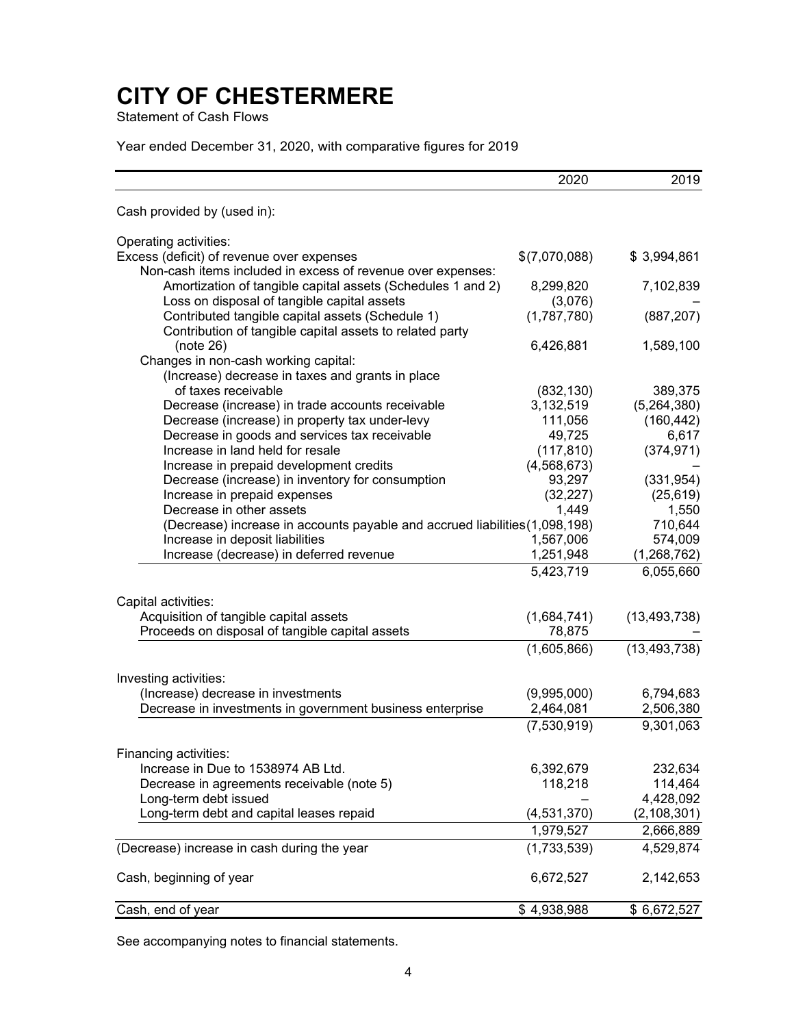# CITY OF CHESTERMERE

Statement of Cash Flows

Year ended December 31, 2020, with comparative figures for 2019

| | 2020 | 2019 |
|---|---|---|
| Cash provided by (used in): | | |
| Operating activities: | | |
| Excess (deficit) of revenue over expenses | $(7,070,088) | $ 3,994,861 |
| Non-cash items included in excess of revenue over expenses: | | |
| Amortization of tangible capital assets (Schedules 1 and 2) | 8,299,820 | 7,102,839 |
| Loss on disposal of tangible capital assets | (3,076) | – |
| Contributed tangible capital assets (Schedule 1) | (1,787,780) | (887,207) |
| Contribution of tangible capital assets to related party (note 26) | 6,426,881 | 1,589,100 |
| Changes in non-cash working capital: | | |
| (Increase) decrease in taxes and grants in place of taxes receivable | (832,130) | 389,375 |
| Decrease (increase) in trade accounts receivable | 3,132,519 | (5,264,380) |
| Decrease (increase) in property tax under-levy | 111,056 | (160,442) |
| Decrease in goods and services tax receivable | 49,725 | 6,617 |
| Increase in land held for resale | (117,810) | (374,971) |
| Increase in prepaid development credits | (4,568,673) | – |
| Decrease (increase) in inventory for consumption | 93,297 | (331,954) |
| Increase in prepaid expenses | (32,227) | (25,619) |
| Decrease in other assets | 1,449 | 1,550 |
| (Decrease) increase in accounts payable and accrued liabilities | (1,098,198) | 710,644 |
| Increase in deposit liabilities | 1,567,006 | 574,009 |
| Increase (decrease) in deferred revenue | 1,251,948 | (1,268,762) |
| | 5,423,719 | 6,055,660 |
| Capital activities: | | |
| Acquisition of tangible capital assets | (1,684,741) | (13,493,738) |
| Proceeds on disposal of tangible capital assets | 78,875 | – |
| | (1,605,866) | (13,493,738) |
| Investing activities: | | |
| (Increase) decrease in investments | (9,995,000) | 6,794,683 |
| Decrease in investments in government business enterprise | 2,464,081 | 2,506,380 |
| | (7,530,919) | 9,301,063 |
| Financing activities: | | |
| Increase in Due to 1538974 AB Ltd. | 6,392,679 | 232,634 |
| Decrease in agreements receivable (note 5) | 118,218 | 114,464 |
| Long-term debt issued | – | 4,428,092 |
| Long-term debt and capital leases repaid | (4,531,370) | (2,108,301) |
| | 1,979,527 | 2,666,889 |
| (Decrease) increase in cash during the year | (1,733,539) | 4,529,874 |
| Cash, beginning of year | 6,672,527 | 2,142,653 |
| Cash, end of year | $ 4,938,988 | $ 6,672,527 |

See accompanying notes to financial statements.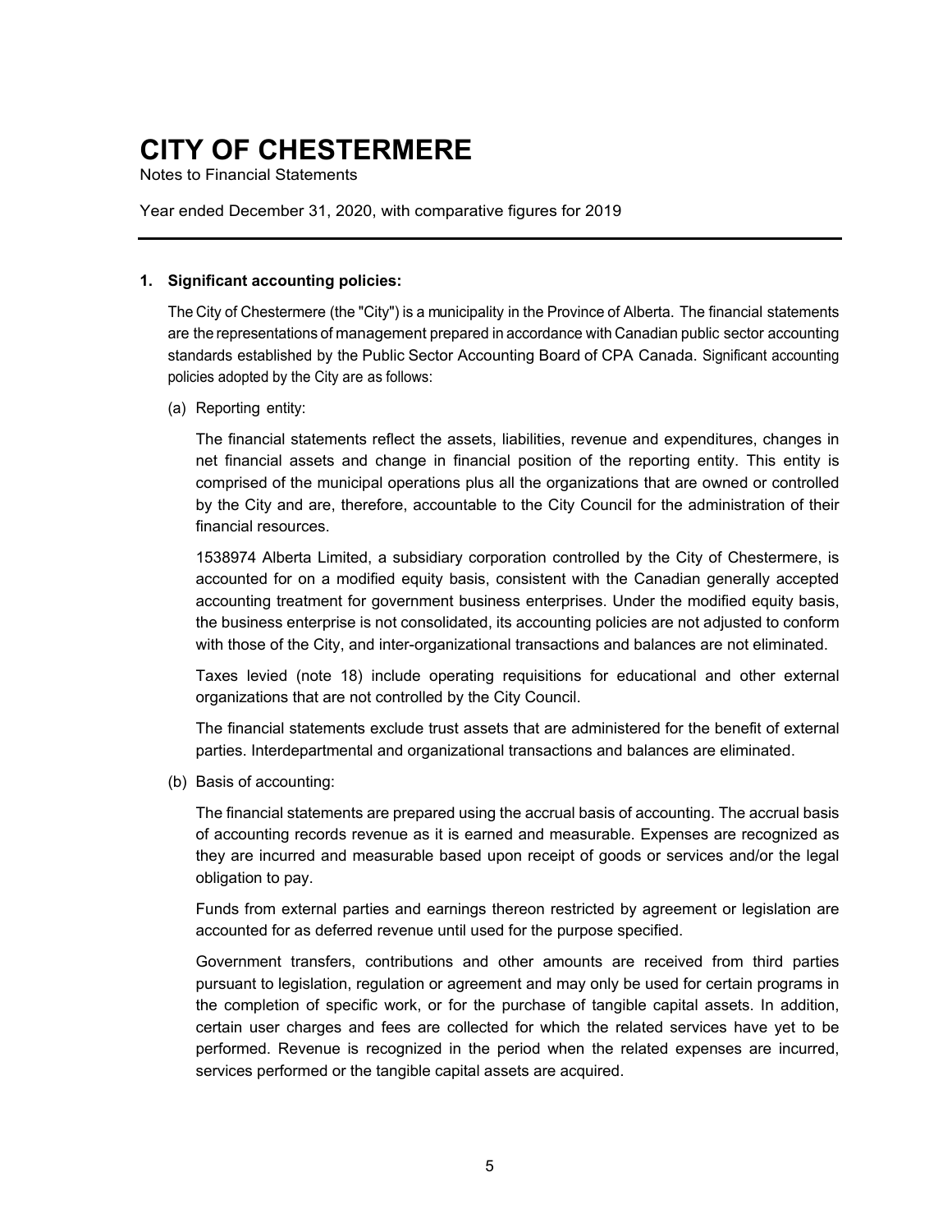# CITY OF CHESTERMERE

Notes to Financial Statements

Year ended December 31, 2020, with comparative figures for 2019

---

**1. Significant accounting policies:**

The City of Chestermere (the "City") is a municipality in the Province of Alberta. The financial statements are the representations of management prepared in accordance with Canadian public sector accounting standards established by the Public Sector Accounting Board of CPA Canada. Significant accounting policies adopted by the City are as follows:

(a) Reporting entity:

The financial statements reflect the assets, liabilities, revenue and expenditures, changes in net financial assets and change in financial position of the reporting entity. This entity is comprised of the municipal operations plus all the organizations that are owned or controlled by the City and are, therefore, accountable to the City Council for the administration of their financial resources.

1538974 Alberta Limited, a subsidiary corporation controlled by the City of Chestermere, is accounted for on a modified equity basis, consistent with the Canadian generally accepted accounting treatment for government business enterprises. Under the modified equity basis, the business enterprise is not consolidated, its accounting policies are not adjusted to conform with those of the City, and inter-organizational transactions and balances are not eliminated.

Taxes levied (note 18) include operating requisitions for educational and other external organizations that are not controlled by the City Council.

The financial statements exclude trust assets that are administered for the benefit of external parties. Interdepartmental and organizational transactions and balances are eliminated.

(b) Basis of accounting:

The financial statements are prepared using the accrual basis of accounting. The accrual basis of accounting records revenue as it is earned and measurable. Expenses are recognized as they are incurred and measurable based upon receipt of goods or services and/or the legal obligation to pay.

Funds from external parties and earnings thereon restricted by agreement or legislation are accounted for as deferred revenue until used for the purpose specified.

Government transfers, contributions and other amounts are received from third parties pursuant to legislation, regulation or agreement and may only be used for certain programs in the completion of specific work, or for the purchase of tangible capital assets. In addition, certain user charges and fees are collected for which the related services have yet to be performed. Revenue is recognized in the period when the related expenses are incurred, services performed or the tangible capital assets are acquired.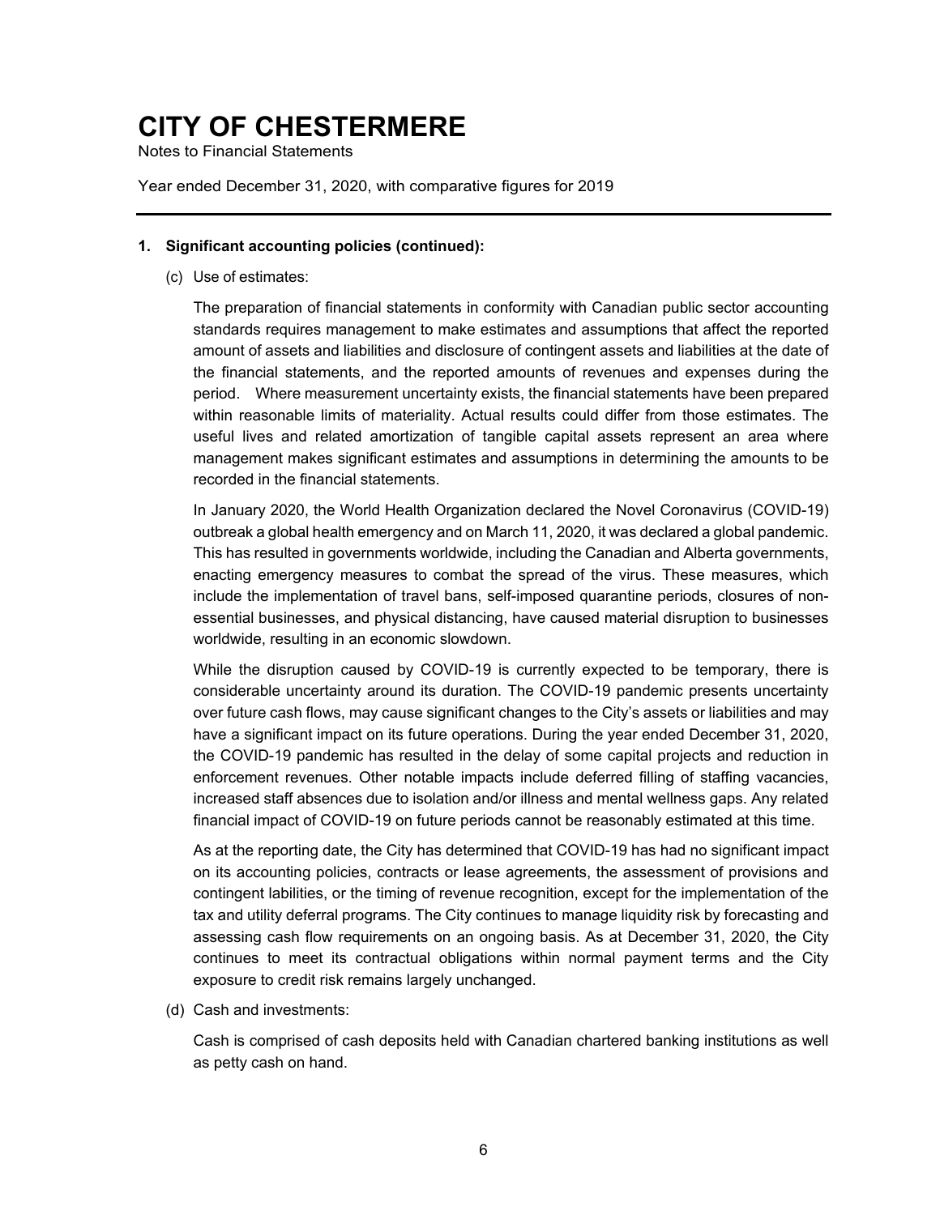# CITY OF CHESTERMERE

Notes to Financial Statements

Year ended December 31, 2020, with comparative figures for 2019

---

**1. Significant accounting policies (continued):**

(c) Use of estimates:

The preparation of financial statements in conformity with Canadian public sector accounting standards requires management to make estimates and assumptions that affect the reported amount of assets and liabilities and disclosure of contingent assets and liabilities at the date of the financial statements, and the reported amounts of revenues and expenses during the period. Where measurement uncertainty exists, the financial statements have been prepared within reasonable limits of materiality. Actual results could differ from those estimates. The useful lives and related amortization of tangible capital assets represent an area where management makes significant estimates and assumptions in determining the amounts to be recorded in the financial statements.

In January 2020, the World Health Organization declared the Novel Coronavirus (COVID-19) outbreak a global health emergency and on March 11, 2020, it was declared a global pandemic. This has resulted in governments worldwide, including the Canadian and Alberta governments, enacting emergency measures to combat the spread of the virus. These measures, which include the implementation of travel bans, self-imposed quarantine periods, closures of non-essential businesses, and physical distancing, have caused material disruption to businesses worldwide, resulting in an economic slowdown.

While the disruption caused by COVID-19 is currently expected to be temporary, there is considerable uncertainty around its duration. The COVID-19 pandemic presents uncertainty over future cash flows, may cause significant changes to the City's assets or liabilities and may have a significant impact on its future operations. During the year ended December 31, 2020, the COVID-19 pandemic has resulted in the delay of some capital projects and reduction in enforcement revenues. Other notable impacts include deferred filling of staffing vacancies, increased staff absences due to isolation and/or illness and mental wellness gaps. Any related financial impact of COVID-19 on future periods cannot be reasonably estimated at this time.

As at the reporting date, the City has determined that COVID-19 has had no significant impact on its accounting policies, contracts or lease agreements, the assessment of provisions and contingent labilities, or the timing of revenue recognition, except for the implementation of the tax and utility deferral programs. The City continues to manage liquidity risk by forecasting and assessing cash flow requirements on an ongoing basis. As at December 31, 2020, the City continues to meet its contractual obligations within normal payment terms and the City exposure to credit risk remains largely unchanged.

(d) Cash and investments:

Cash is comprised of cash deposits held with Canadian chartered banking institutions as well as petty cash on hand.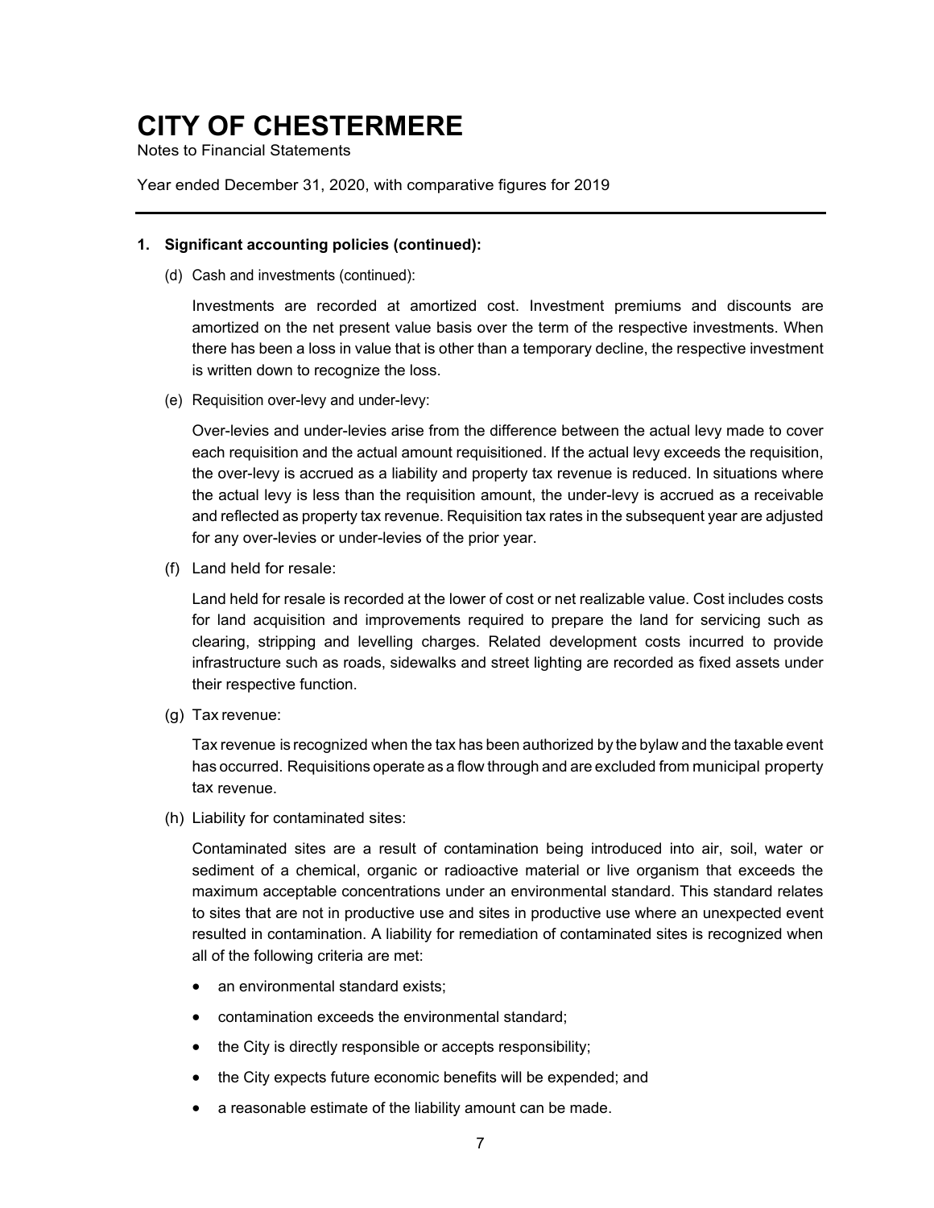# CITY OF CHESTERMERE

Notes to Financial Statements

Year ended December 31, 2020, with comparative figures for 2019

---

**1. Significant accounting policies (continued):**

(d) Cash and investments (continued):

Investments are recorded at amortized cost. Investment premiums and discounts are amortized on the net present value basis over the term of the respective investments. When there has been a loss in value that is other than a temporary decline, the respective investment is written down to recognize the loss.

(e) Requisition over-levy and under-levy:

Over-levies and under-levies arise from the difference between the actual levy made to cover each requisition and the actual amount requisitioned. If the actual levy exceeds the requisition, the over-levy is accrued as a liability and property tax revenue is reduced. In situations where the actual levy is less than the requisition amount, the under-levy is accrued as a receivable and reflected as property tax revenue. Requisition tax rates in the subsequent year are adjusted for any over-levies or under-levies of the prior year.

(f) Land held for resale:

Land held for resale is recorded at the lower of cost or net realizable value. Cost includes costs for land acquisition and improvements required to prepare the land for servicing such as clearing, stripping and levelling charges. Related development costs incurred to provide infrastructure such as roads, sidewalks and street lighting are recorded as fixed assets under their respective function.

(g) Tax revenue:

Tax revenue is recognized when the tax has been authorized by the bylaw and the taxable event has occurred. Requisitions operate as a flow through and are excluded from municipal property tax revenue.

(h) Liability for contaminated sites:

Contaminated sites are a result of contamination being introduced into air, soil, water or sediment of a chemical, organic or radioactive material or live organism that exceeds the maximum acceptable concentrations under an environmental standard. This standard relates to sites that are not in productive use and sites in productive use where an unexpected event resulted in contamination. A liability for remediation of contaminated sites is recognized when all of the following criteria are met:

- an environmental standard exists;
- contamination exceeds the environmental standard;
- the City is directly responsible or accepts responsibility;
- the City expects future economic benefits will be expended; and
- a reasonable estimate of the liability amount can be made.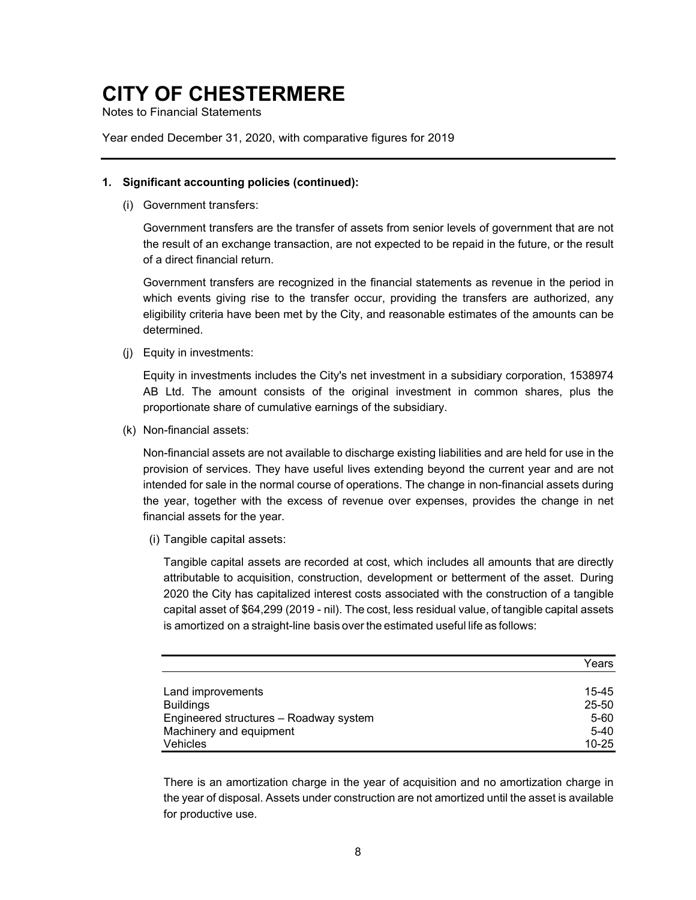# CITY OF CHESTERMERE

Notes to Financial Statements

Year ended December 31, 2020, with comparative figures for 2019

**1. Significant accounting policies (continued):**

(i) Government transfers:

Government transfers are the transfer of assets from senior levels of government that are not the result of an exchange transaction, are not expected to be repaid in the future, or the result of a direct financial return.

Government transfers are recognized in the financial statements as revenue in the period in which events giving rise to the transfer occur, providing the transfers are authorized, any eligibility criteria have been met by the City, and reasonable estimates of the amounts can be determined.

(j) Equity in investments:

Equity in investments includes the City's net investment in a subsidiary corporation, 1538974 AB Ltd. The amount consists of the original investment in common shares, plus the proportionate share of cumulative earnings of the subsidiary.

(k) Non-financial assets:

Non-financial assets are not available to discharge existing liabilities and are held for use in the provision of services. They have useful lives extending beyond the current year and are not intended for sale in the normal course of operations. The change in non-financial assets during the year, together with the excess of revenue over expenses, provides the change in net financial assets for the year.

(i) Tangible capital assets:

Tangible capital assets are recorded at cost, which includes all amounts that are directly attributable to acquisition, construction, development or betterment of the asset. During 2020 the City has capitalized interest costs associated with the construction of a tangible capital asset of $64,299 (2019 - nil). The cost, less residual value, of tangible capital assets is amortized on a straight-line basis over the estimated useful life as follows:

| | Years |
|---|---|
| Land improvements | 15-45 |
| Buildings | 25-50 |
| Engineered structures – Roadway system | 5-60 |
| Machinery and equipment | 5-40 |
| Vehicles | 10-25 |

There is an amortization charge in the year of acquisition and no amortization charge in the year of disposal. Assets under construction are not amortized until the asset is available for productive use.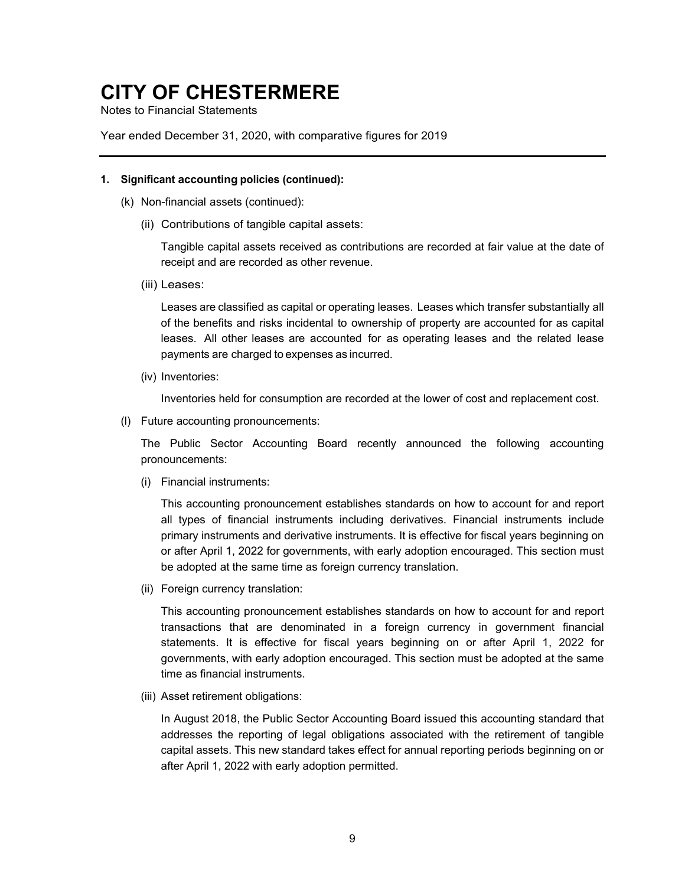# CITY OF CHESTERMERE

Notes to Financial Statements

Year ended December 31, 2020, with comparative figures for 2019

---

**1. Significant accounting policies (continued):**

(k) Non-financial assets (continued):

(ii) Contributions of tangible capital assets:

Tangible capital assets received as contributions are recorded at fair value at the date of receipt and are recorded as other revenue.

(iii) Leases:

Leases are classified as capital or operating leases. Leases which transfer substantially all of the benefits and risks incidental to ownership of property are accounted for as capital leases. All other leases are accounted for as operating leases and the related lease payments are charged to expenses as incurred.

(iv) Inventories:

Inventories held for consumption are recorded at the lower of cost and replacement cost.

(l) Future accounting pronouncements:

The Public Sector Accounting Board recently announced the following accounting pronouncements:

(i) Financial instruments:

This accounting pronouncement establishes standards on how to account for and report all types of financial instruments including derivatives. Financial instruments include primary instruments and derivative instruments. It is effective for fiscal years beginning on or after April 1, 2022 for governments, with early adoption encouraged. This section must be adopted at the same time as foreign currency translation.

(ii) Foreign currency translation:

This accounting pronouncement establishes standards on how to account for and report transactions that are denominated in a foreign currency in government financial statements. It is effective for fiscal years beginning on or after April 1, 2022 for governments, with early adoption encouraged. This section must be adopted at the same time as financial instruments.

(iii) Asset retirement obligations:

In August 2018, the Public Sector Accounting Board issued this accounting standard that addresses the reporting of legal obligations associated with the retirement of tangible capital assets. This new standard takes effect for annual reporting periods beginning on or after April 1, 2022 with early adoption permitted.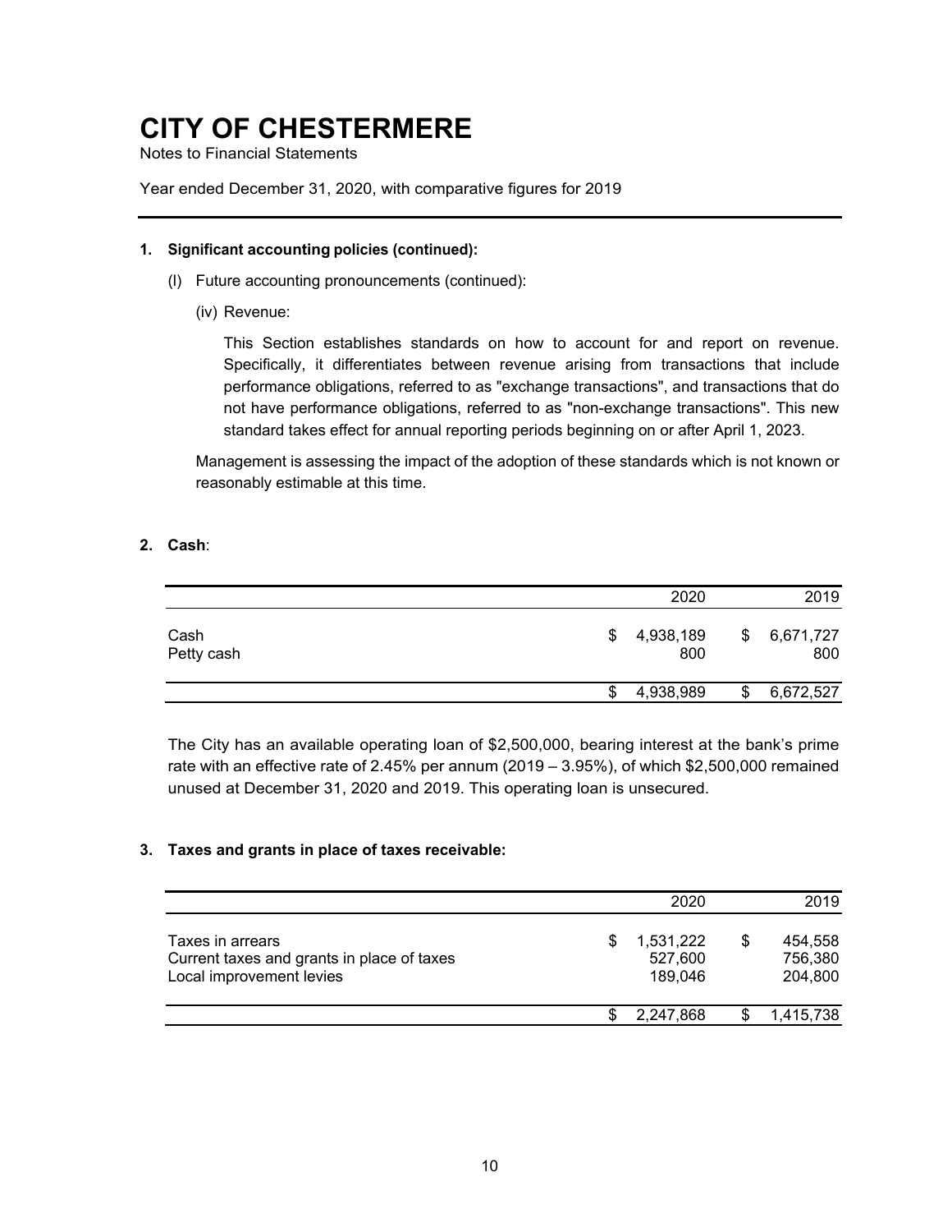# CITY OF CHESTERMERE

Notes to Financial Statements

Year ended December 31, 2020, with comparative figures for 2019

**1. Significant accounting policies (continued):**

(l) Future accounting pronouncements (continued):

(iv) Revenue:

This Section establishes standards on how to account for and report on revenue. Specifically, it differentiates between revenue arising from transactions that include performance obligations, referred to as "exchange transactions", and transactions that do not have performance obligations, referred to as "non-exchange transactions". This new standard takes effect for annual reporting periods beginning on or after April 1, 2023.

Management is assessing the impact of the adoption of these standards which is not known or reasonably estimable at this time.

**2. Cash**:

| | 2020 | 2019 |
|---|---|---|
| Cash | $ 4,938,189 | $ 6,671,727 |
| Petty cash | 800 | 800 |
| | $ 4,938,989 | $ 6,672,527 |

The City has an available operating loan of $2,500,000, bearing interest at the bank's prime rate with an effective rate of 2.45% per annum (2019 – 3.95%), of which $2,500,000 remained unused at December 31, 2020 and 2019. This operating loan is unsecured.

**3. Taxes and grants in place of taxes receivable:**

| | 2020 | 2019 |
|---|---|---|
| Taxes in arrears | $ 1,531,222 | $ 454,558 |
| Current taxes and grants in place of taxes | 527,600 | 756,380 |
| Local improvement levies | 189,046 | 204,800 |
| | $ 2,247,868 | $ 1,415,738 |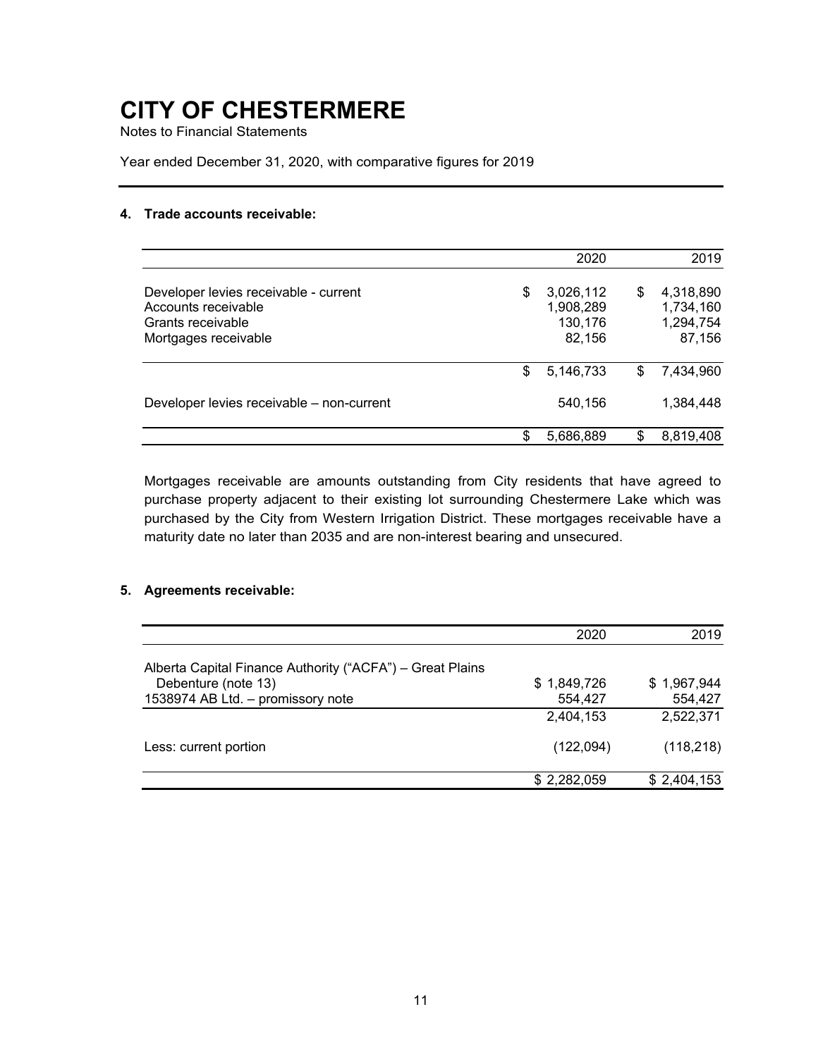# CITY OF CHESTERMERE

Notes to Financial Statements

Year ended December 31, 2020, with comparative figures for 2019

### 4. Trade accounts receivable:

| | 2020 | 2019 |
|---|---|---|
| Developer levies receivable - current | $ 3,026,112 | $ 4,318,890 |
| Accounts receivable | 1,908,289 | 1,734,160 |
| Grants receivable | 130,176 | 1,294,754 |
| Mortgages receivable | 82,156 | 87,156 |
| | $ 5,146,733 | $ 7,434,960 |
| Developer levies receivable – non-current | 540,156 | 1,384,448 |
| | $ 5,686,889 | $ 8,819,408 |

Mortgages receivable are amounts outstanding from City residents that have agreed to purchase property adjacent to their existing lot surrounding Chestermere Lake which was purchased by the City from Western Irrigation District. These mortgages receivable have a maturity date no later than 2035 and are non-interest bearing and unsecured.

### 5. Agreements receivable:

| | 2020 | 2019 |
|---|---|---|
| Alberta Capital Finance Authority ("ACFA") – Great Plains Debenture (note 13) | $ 1,849,726 | $ 1,967,944 |
| 1538974 AB Ltd. – promissory note | 554,427 | 554,427 |
| | 2,404,153 | 2,522,371 |
| Less: current portion | (122,094) | (118,218) |
| | $ 2,282,059 | $ 2,404,153 |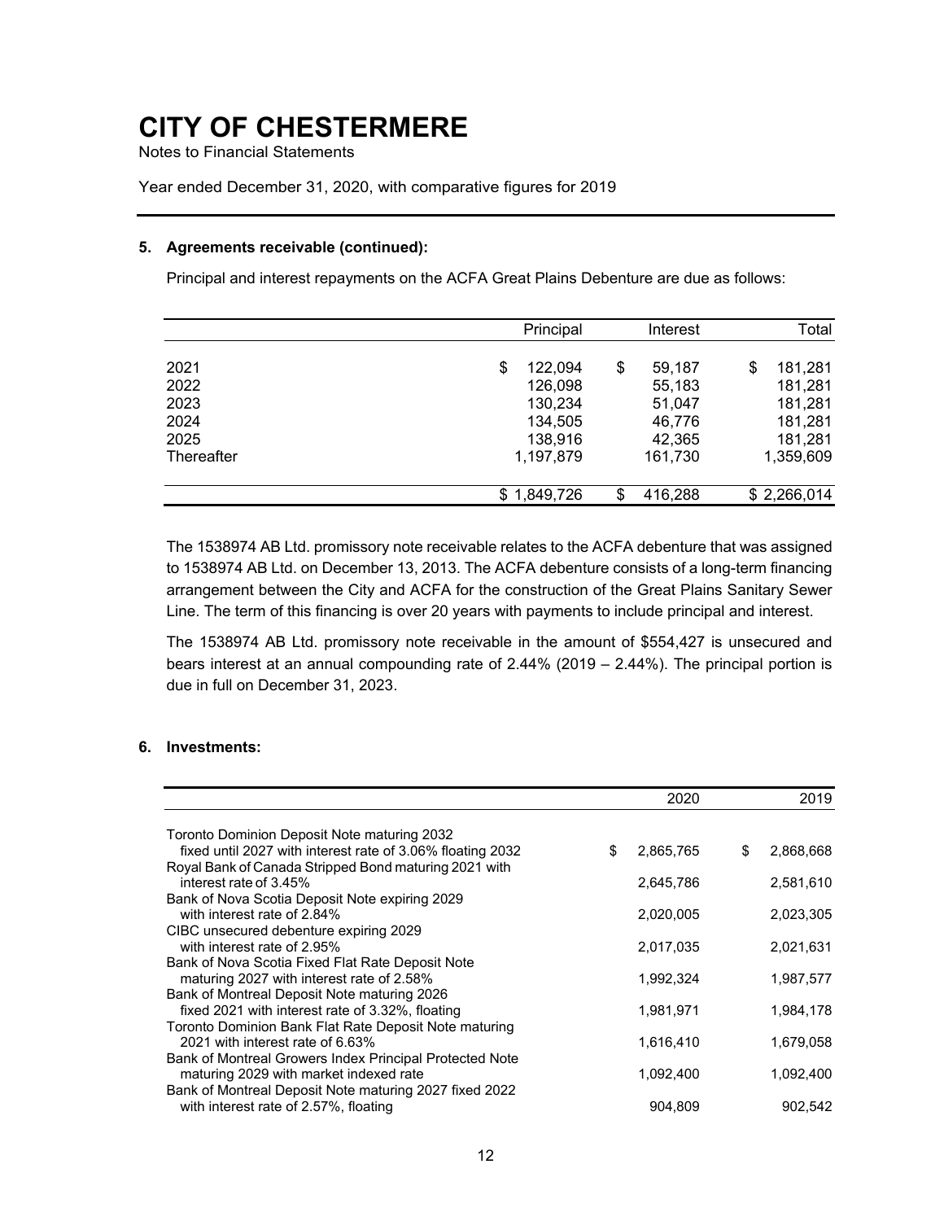# CITY OF CHESTERMERE

Notes to Financial Statements

Year ended December 31, 2020, with comparative figures for 2019

### 5. Agreements receivable (continued):

Principal and interest repayments on the ACFA Great Plains Debenture are due as follows:

| | Principal | Interest | Total |
|---|---|---|---|
| 2021 | $ 122,094 | $ 59,187 | $ 181,281 |
| 2022 | 126,098 | 55,183 | 181,281 |
| 2023 | 130,234 | 51,047 | 181,281 |
| 2024 | 134,505 | 46,776 | 181,281 |
| 2025 | 138,916 | 42,365 | 181,281 |
| Thereafter | 1,197,879 | 161,730 | 1,359,609 |
| | $ 1,849,726 | $ 416,288 | $ 2,266,014 |

The 1538974 AB Ltd. promissory note receivable relates to the ACFA debenture that was assigned to 1538974 AB Ltd. on December 13, 2013. The ACFA debenture consists of a long-term financing arrangement between the City and ACFA for the construction of the Great Plains Sanitary Sewer Line. The term of this financing is over 20 years with payments to include principal and interest.

The 1538974 AB Ltd. promissory note receivable in the amount of $554,427 is unsecured and bears interest at an annual compounding rate of 2.44% (2019 – 2.44%). The principal portion is due in full on December 31, 2023.

### 6. Investments:

| | 2020 | 2019 |
|---|---|---|
| Toronto Dominion Deposit Note maturing 2032 fixed until 2027 with interest rate of 3.06% floating 2032 | $ 2,865,765 | $ 2,868,668 |
| Royal Bank of Canada Stripped Bond maturing 2021 with interest rate of 3.45% | 2,645,786 | 2,581,610 |
| Bank of Nova Scotia Deposit Note expiring 2029 with interest rate of 2.84% | 2,020,005 | 2,023,305 |
| CIBC unsecured debenture expiring 2029 with interest rate of 2.95% | 2,017,035 | 2,021,631 |
| Bank of Nova Scotia Fixed Flat Rate Deposit Note maturing 2027 with interest rate of 2.58% | 1,992,324 | 1,987,577 |
| Bank of Montreal Deposit Note maturing 2026 fixed 2021 with interest rate of 3.32%, floating | 1,981,971 | 1,984,178 |
| Toronto Dominion Bank Flat Rate Deposit Note maturing 2021 with interest rate of 6.63% | 1,616,410 | 1,679,058 |
| Bank of Montreal Growers Index Principal Protected Note maturing 2029 with market indexed rate | 1,092,400 | 1,092,400 |
| Bank of Montreal Deposit Note maturing 2027 fixed 2022 with interest rate of 2.57%, floating | 904,809 | 902,542 |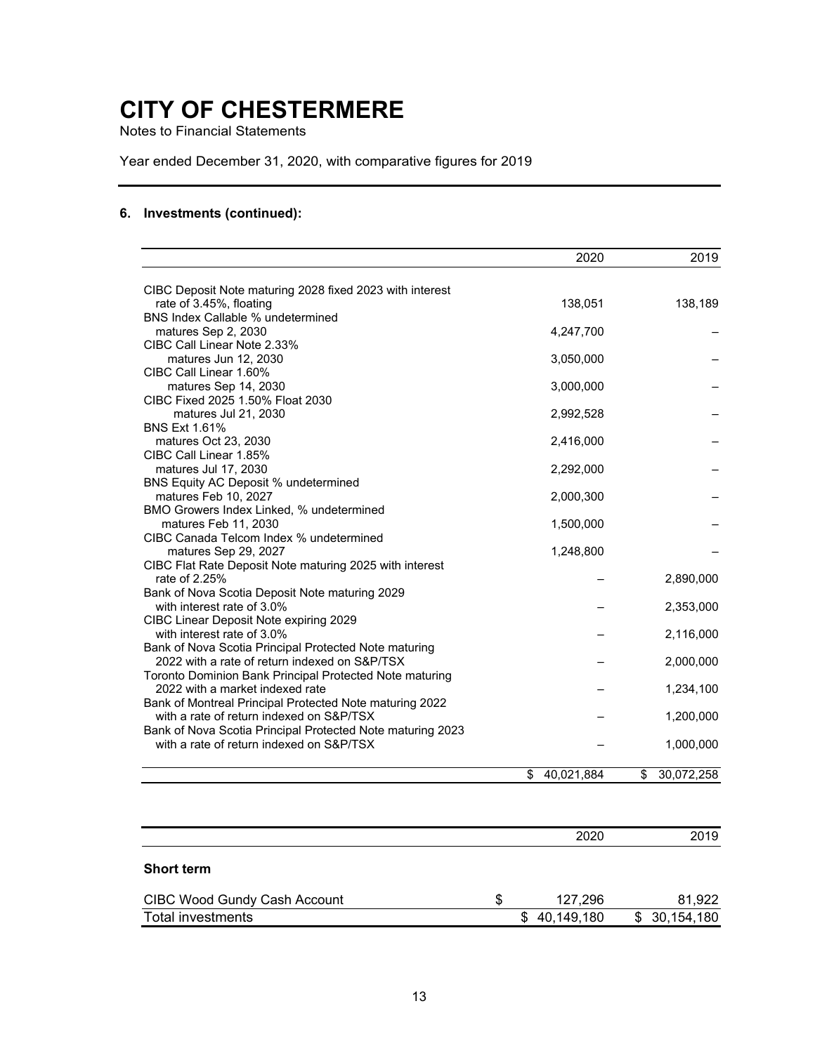# CITY OF CHESTERMERE

Notes to Financial Statements

Year ended December 31, 2020, with comparative figures for 2019

### 6. Investments (continued):

| | 2020 | 2019 |
|---|---|---|
| CIBC Deposit Note maturing 2028 fixed 2023 with interest rate of 3.45%, floating | 138,051 | 138,189 |
| BNS Index Callable % undetermined matures Sep 2, 2030 | 4,247,700 | – |
| CIBC Call Linear Note 2.33% matures Jun 12, 2030 | 3,050,000 | – |
| CIBC Call Linear 1.60% matures Sep 14, 2030 | 3,000,000 | – |
| CIBC Fixed 2025 1.50% Float 2030 matures Jul 21, 2030 | 2,992,528 | – |
| BNS Ext 1.61% matures Oct 23, 2030 | 2,416,000 | – |
| CIBC Call Linear 1.85% matures Jul 17, 2030 | 2,292,000 | – |
| BNS Equity AC Deposit % undetermined matures Feb 10, 2027 | 2,000,300 | – |
| BMO Growers Index Linked, % undetermined matures Feb 11, 2030 | 1,500,000 | – |
| CIBC Canada Telcom Index % undetermined matures Sep 29, 2027 | 1,248,800 | – |
| CIBC Flat Rate Deposit Note maturing 2025 with interest rate of 2.25% | – | 2,890,000 |
| Bank of Nova Scotia Deposit Note maturing 2029 with interest rate of 3.0% | – | 2,353,000 |
| CIBC Linear Deposit Note expiring 2029 with interest rate of 3.0% | – | 2,116,000 |
| Bank of Nova Scotia Principal Protected Note maturing 2022 with a rate of return indexed on S&P/TSX | – | 2,000,000 |
| Toronto Dominion Bank Principal Protected Note maturing 2022 with a market indexed rate | – | 1,234,100 |
| Bank of Montreal Principal Protected Note maturing 2022 with a rate of return indexed on S&P/TSX | – | 1,200,000 |
| Bank of Nova Scotia Principal Protected Note maturing 2023 with a rate of return indexed on S&P/TSX | – | 1,000,000 |
| | $ 40,021,884 | $ 30,072,258 |

| | 2020 | 2019 |
|---|---|---|
| **Short term** | | |
| CIBC Wood Gundy Cash Account | $ 127,296 | 81,922 |
| Total investments | $ 40,149,180 | $ 30,154,180 |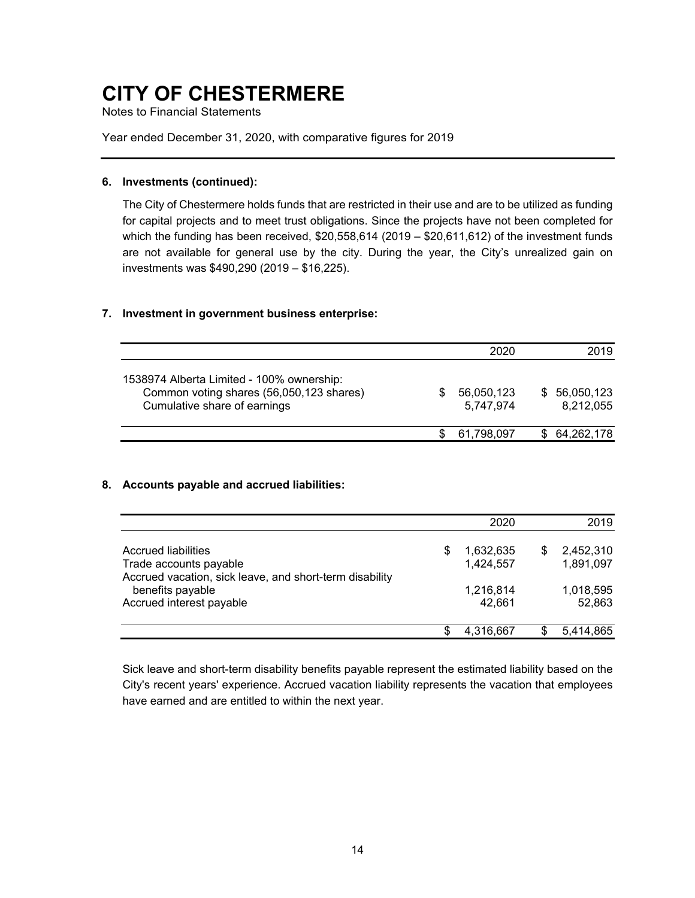# CITY OF CHESTERMERE

Notes to Financial Statements

Year ended December 31, 2020, with comparative figures for 2019

**6. Investments (continued):**

The City of Chestermere holds funds that are restricted in their use and are to be utilized as funding for capital projects and to meet trust obligations. Since the projects have not been completed for which the funding has been received, $20,558,614 (2019 – $20,611,612) of the investment funds are not available for general use by the city. During the year, the City's unrealized gain on investments was $490,290 (2019 – $16,225).

**7. Investment in government business enterprise:**

| | 2020 | 2019 |
|---|---|---|
| 1538974 Alberta Limited - 100% ownership: | | |
| Common voting shares (56,050,123 shares) | $ 56,050,123 | $ 56,050,123 |
| Cumulative share of earnings | 5,747,974 | 8,212,055 |
| | $ 61,798,097 | $ 64,262,178 |

**8. Accounts payable and accrued liabilities:**

| | 2020 | 2019 |
|---|---|---|
| Accrued liabilities | $ 1,632,635 | $ 2,452,310 |
| Trade accounts payable | 1,424,557 | 1,891,097 |
| Accrued vacation, sick leave, and short-term disability benefits payable | 1,216,814 | 1,018,595 |
| Accrued interest payable | 42,661 | 52,863 |
| | $ 4,316,667 | $ 5,414,865 |

Sick leave and short-term disability benefits payable represent the estimated liability based on the City's recent years' experience. Accrued vacation liability represents the vacation that employees have earned and are entitled to within the next year.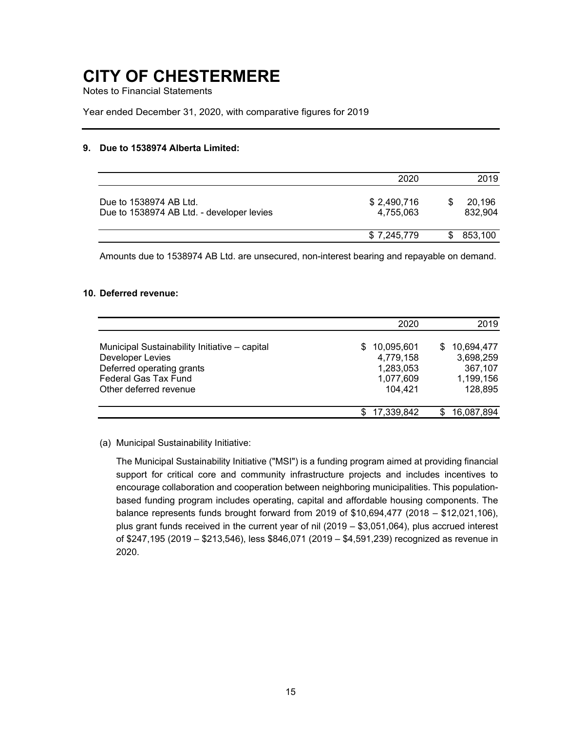# CITY OF CHESTERMERE

Notes to Financial Statements

Year ended December 31, 2020, with comparative figures for 2019

---

**9. Due to 1538974 Alberta Limited:**

| | 2020 | 2019 |
|---|---:|---:|
| Due to 1538974 AB Ltd. | $ 2,490,716 | $ 20,196 |
| Due to 1538974 AB Ltd. - developer levies | 4,755,063 | 832,904 |
| | $ 7,245,779 | $ 853,100 |

Amounts due to 1538974 AB Ltd. are unsecured, non-interest bearing and repayable on demand.

**10. Deferred revenue:**

| | 2020 | 2019 |
|---|---:|---:|
| Municipal Sustainability Initiative – capital | $ 10,095,601 | $ 10,694,477 |
| Developer Levies | 4,779,158 | 3,698,259 |
| Deferred operating grants | 1,283,053 | 367,107 |
| Federal Gas Tax Fund | 1,077,609 | 1,199,156 |
| Other deferred revenue | 104,421 | 128,895 |
| | $ 17,339,842 | $ 16,087,894 |

(a) Municipal Sustainability Initiative:

The Municipal Sustainability Initiative ("MSI") is a funding program aimed at providing financial support for critical core and community infrastructure projects and includes incentives to encourage collaboration and cooperation between neighboring municipalities. This population-based funding program includes operating, capital and affordable housing components. The balance represents funds brought forward from 2019 of $10,694,477 (2018 – $12,021,106), plus grant funds received in the current year of nil (2019 – $3,051,064), plus accrued interest of $247,195 (2019 – $213,546), less $846,071 (2019 – $4,591,239) recognized as revenue in 2020.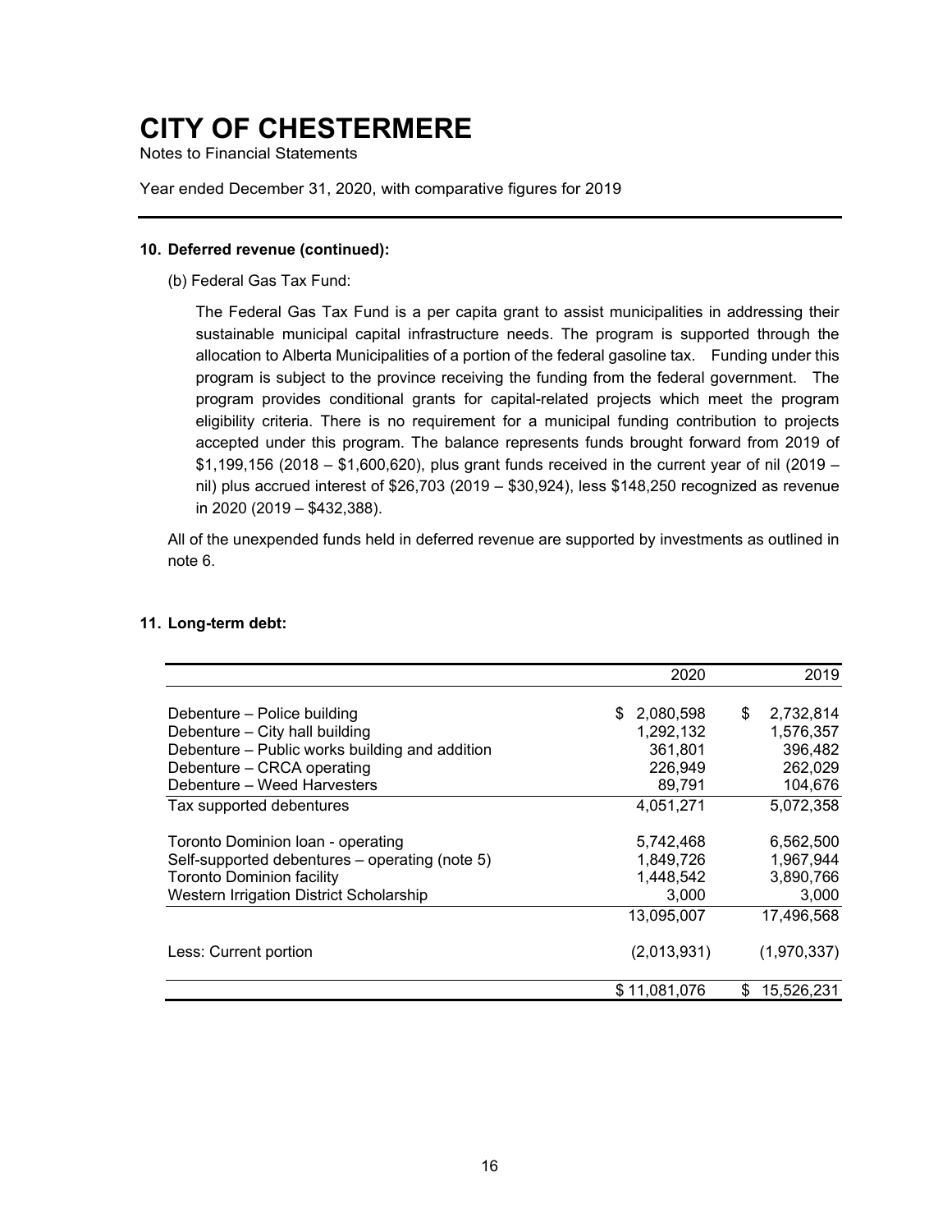# CITY OF CHESTERMERE

Notes to Financial Statements

Year ended December 31, 2020, with comparative figures for 2019

---

**10. Deferred revenue (continued):**

(b) Federal Gas Tax Fund:

The Federal Gas Tax Fund is a per capita grant to assist municipalities in addressing their sustainable municipal capital infrastructure needs. The program is supported through the allocation to Alberta Municipalities of a portion of the federal gasoline tax. Funding under this program is subject to the province receiving the funding from the federal government. The program provides conditional grants for capital-related projects which meet the program eligibility criteria. There is no requirement for a municipal funding contribution to projects accepted under this program. The balance represents funds brought forward from 2019 of $1,199,156 (2018 – $1,600,620), plus grant funds received in the current year of nil (2019 – nil) plus accrued interest of $26,703 (2019 – $30,924), less $148,250 recognized as revenue in 2020 (2019 – $432,388).

All of the unexpended funds held in deferred revenue are supported by investments as outlined in note 6.

**11. Long-term debt:**

| | 2020 | 2019 |
|---|---|---|
| Debenture – Police building | $ 2,080,598 | $ 2,732,814 |
| Debenture – City hall building | 1,292,132 | 1,576,357 |
| Debenture – Public works building and addition | 361,801 | 396,482 |
| Debenture – CRCA operating | 226,949 | 262,029 |
| Debenture – Weed Harvesters | 89,791 | 104,676 |
| Tax supported debentures | 4,051,271 | 5,072,358 |
| Toronto Dominion loan - operating | 5,742,468 | 6,562,500 |
| Self-supported debentures – operating (note 5) | 1,849,726 | 1,967,944 |
| Toronto Dominion facility | 1,448,542 | 3,890,766 |
| Western Irrigation District Scholarship | 3,000 | 3,000 |
| | 13,095,007 | 17,496,568 |
| Less: Current portion | (2,013,931) | (1,970,337) |
| | $ 11,081,076 | $ 15,526,231 |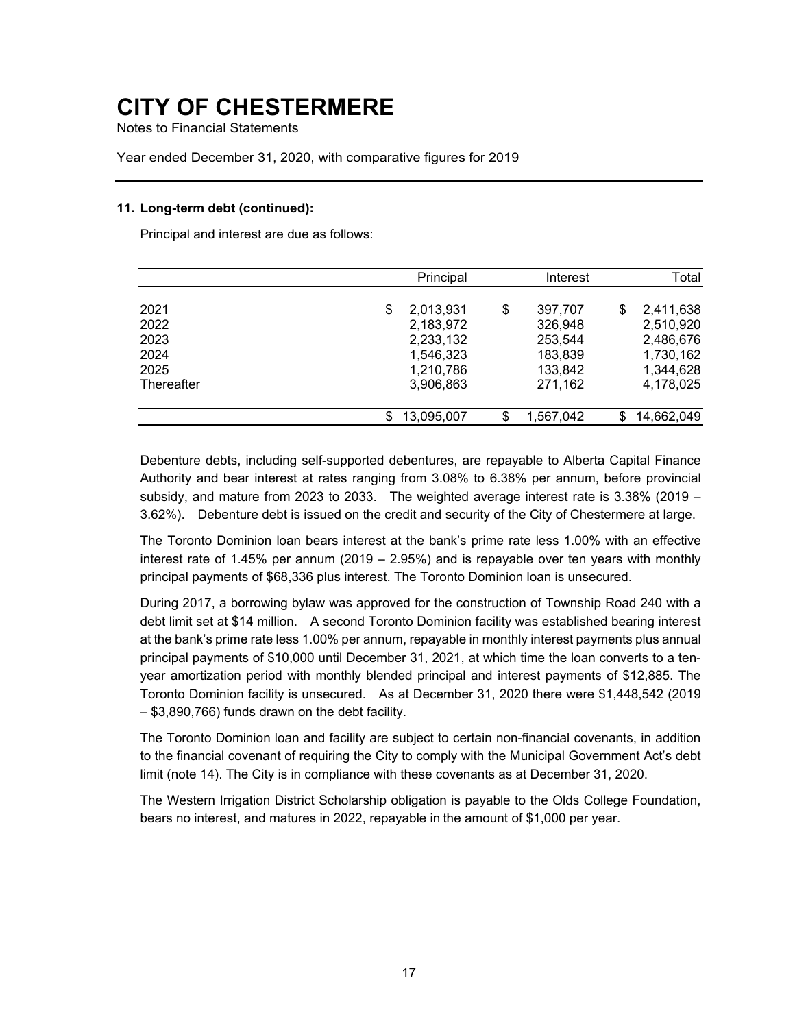# CITY OF CHESTERMERE

Notes to Financial Statements

Year ended December 31, 2020, with comparative figures for 2019

### 11. Long-term debt (continued):

Principal and interest are due as follows:

| | Principal | Interest | Total |
|---|---:|---:|---:|
| 2021 | $ 2,013,931 | $ 397,707 | $ 2,411,638 |
| 2022 | 2,183,972 | 326,948 | 2,510,920 |
| 2023 | 2,233,132 | 253,544 | 2,486,676 |
| 2024 | 1,546,323 | 183,839 | 1,730,162 |
| 2025 | 1,210,786 | 133,842 | 1,344,628 |
| Thereafter | 3,906,863 | 271,162 | 4,178,025 |
| | $ 13,095,007 | $ 1,567,042 | $ 14,662,049 |

Debenture debts, including self-supported debentures, are repayable to Alberta Capital Finance Authority and bear interest at rates ranging from 3.08% to 6.38% per annum, before provincial subsidy, and mature from 2023 to 2033. The weighted average interest rate is 3.38% (2019 – 3.62%). Debenture debt is issued on the credit and security of the City of Chestermere at large.

The Toronto Dominion loan bears interest at the bank's prime rate less 1.00% with an effective interest rate of 1.45% per annum (2019 – 2.95%) and is repayable over ten years with monthly principal payments of $68,336 plus interest. The Toronto Dominion loan is unsecured.

During 2017, a borrowing bylaw was approved for the construction of Township Road 240 with a debt limit set at $14 million. A second Toronto Dominion facility was established bearing interest at the bank's prime rate less 1.00% per annum, repayable in monthly interest payments plus annual principal payments of $10,000 until December 31, 2021, at which time the loan converts to a ten-year amortization period with monthly blended principal and interest payments of $12,885. The Toronto Dominion facility is unsecured. As at December 31, 2020 there were $1,448,542 (2019 – $3,890,766) funds drawn on the debt facility.

The Toronto Dominion loan and facility are subject to certain non-financial covenants, in addition to the financial covenant of requiring the City to comply with the Municipal Government Act's debt limit (note 14). The City is in compliance with these covenants as at December 31, 2020.

The Western Irrigation District Scholarship obligation is payable to the Olds College Foundation, bears no interest, and matures in 2022, repayable in the amount of $1,000 per year.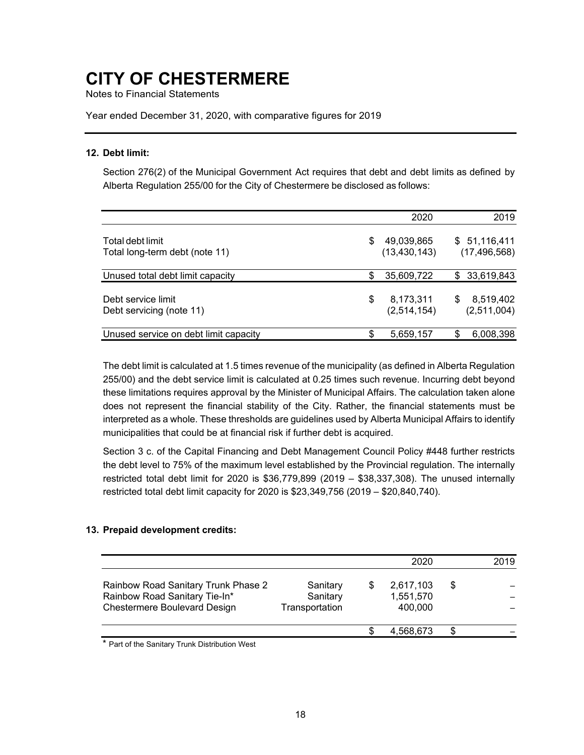# CITY OF CHESTERMERE

Notes to Financial Statements

Year ended December 31, 2020, with comparative figures for 2019

## 12. Debt limit:

Section 276(2) of the Municipal Government Act requires that debt and debt limits as defined by Alberta Regulation 255/00 for the City of Chestermere be disclosed as follows:

| | 2020 | 2019 |
|---|---|---|
| Total debt limit | $ 49,039,865 | $ 51,116,411 |
| Total long-term debt (note 11) | (13,430,143) | (17,496,568) |
| Unused total debt limit capacity | $ 35,609,722 | $ 33,619,843 |
| Debt service limit | $ 8,173,311 | $ 8,519,402 |
| Debt servicing (note 11) | (2,514,154) | (2,511,004) |
| Unused service on debt limit capacity | $ 5,659,157 | $ 6,008,398 |

The debt limit is calculated at 1.5 times revenue of the municipality (as defined in Alberta Regulation 255/00) and the debt service limit is calculated at 0.25 times such revenue. Incurring debt beyond these limitations requires approval by the Minister of Municipal Affairs. The calculation taken alone does not represent the financial stability of the City. Rather, the financial statements must be interpreted as a whole. These thresholds are guidelines used by Alberta Municipal Affairs to identify municipalities that could be at financial risk if further debt is acquired.

Section 3 c. of the Capital Financing and Debt Management Council Policy #448 further restricts the debt level to 75% of the maximum level established by the Provincial regulation. The internally restricted total debt limit for 2020 is $36,779,899 (2019 – $38,337,308). The unused internally restricted total debt limit capacity for 2020 is $23,349,756 (2019 – $20,840,740).

## 13. Prepaid development credits:

| | | 2020 | 2019 |
|---|---|---|---|
| Rainbow Road Sanitary Trunk Phase 2 | Sanitary | $ 2,617,103 | $ – |
| Rainbow Road Sanitary Tie-In* | Sanitary | 1,551,570 | – |
| Chestermere Boulevard Design | Transportation | 400,000 | – |
| | | $ 4,568,673 | $ – |

* Part of the Sanitary Trunk Distribution West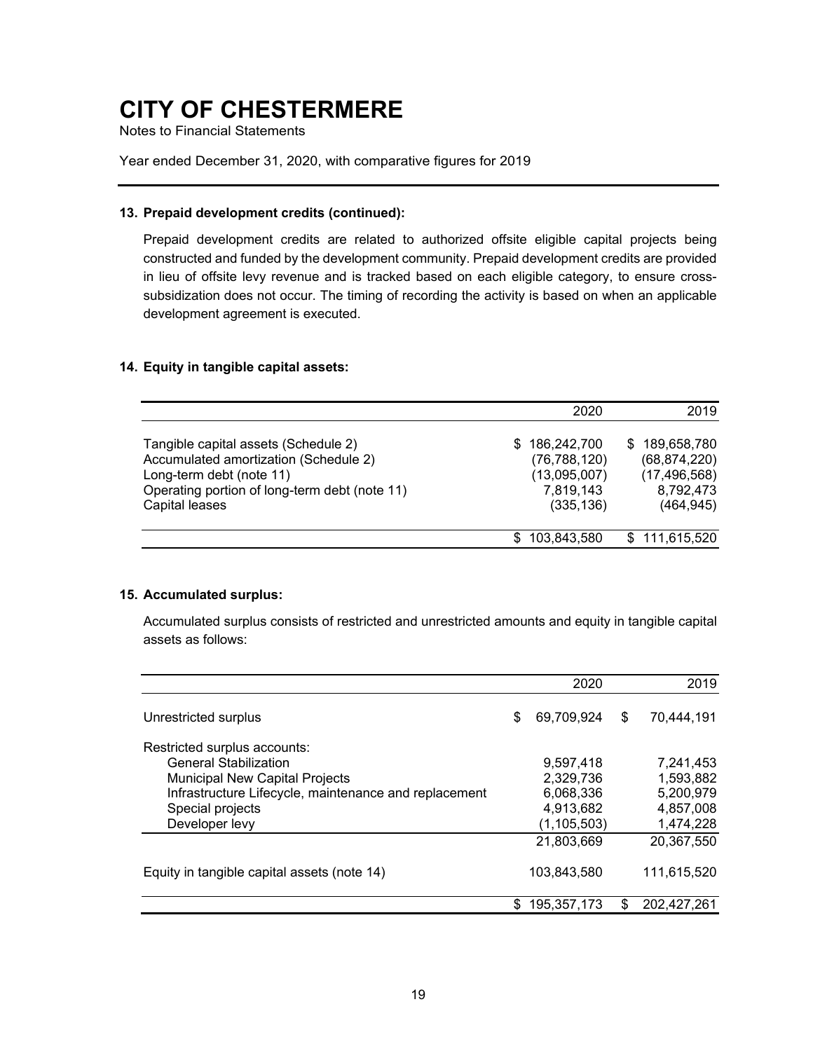# CITY OF CHESTERMERE

Notes to Financial Statements

Year ended December 31, 2020, with comparative figures for 2019

### 13. Prepaid development credits (continued):

Prepaid development credits are related to authorized offsite eligible capital projects being constructed and funded by the development community. Prepaid development credits are provided in lieu of offsite levy revenue and is tracked based on each eligible category, to ensure cross-subsidization does not occur. The timing of recording the activity is based on when an applicable development agreement is executed.

### 14. Equity in tangible capital assets:

| | 2020 | 2019 |
|---|---|---|
| Tangible capital assets (Schedule 2) | $ 186,242,700 | $ 189,658,780 |
| Accumulated amortization (Schedule 2) | (76,788,120) | (68,874,220) |
| Long-term debt (note 11) | (13,095,007) | (17,496,568) |
| Operating portion of long-term debt (note 11) | 7,819,143 | 8,792,473 |
| Capital leases | (335,136) | (464,945) |
| | $ 103,843,580 | $ 111,615,520 |

### 15. Accumulated surplus:

Accumulated surplus consists of restricted and unrestricted amounts and equity in tangible capital assets as follows:

| | 2020 | 2019 |
|---|---|---|
| Unrestricted surplus | $ 69,709,924 | $ 70,444,191 |
| Restricted surplus accounts: | | |
| General Stabilization | 9,597,418 | 7,241,453 |
| Municipal New Capital Projects | 2,329,736 | 1,593,882 |
| Infrastructure Lifecycle, maintenance and replacement | 6,068,336 | 5,200,979 |
| Special projects | 4,913,682 | 4,857,008 |
| Developer levy | (1,105,503) | 1,474,228 |
| | 21,803,669 | 20,367,550 |
| Equity in tangible capital assets (note 14) | 103,843,580 | 111,615,520 |
| | $ 195,357,173 | $ 202,427,261 |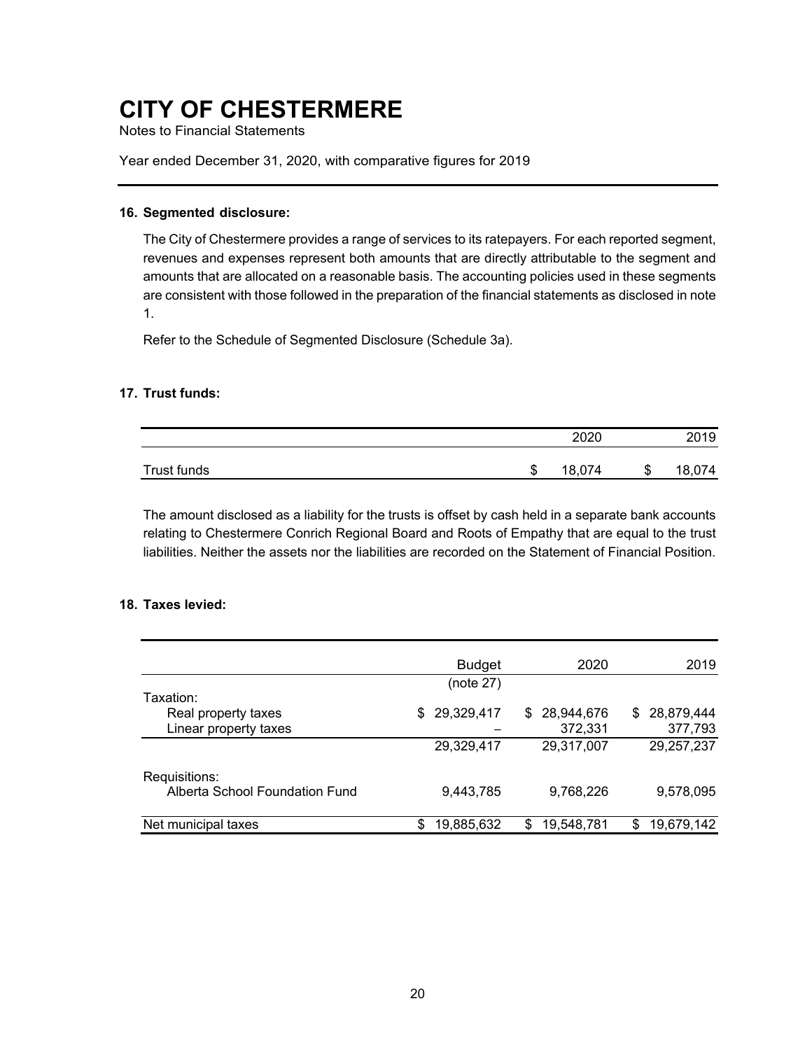# CITY OF CHESTERMERE

Notes to Financial Statements

Year ended December 31, 2020, with comparative figures for 2019

**16. Segmented disclosure:**

The City of Chestermere provides a range of services to its ratepayers. For each reported segment, revenues and expenses represent both amounts that are directly attributable to the segment and amounts that are allocated on a reasonable basis. The accounting policies used in these segments are consistent with those followed in the preparation of the financial statements as disclosed in note 1.

Refer to the Schedule of Segmented Disclosure (Schedule 3a).

**17. Trust funds:**

| | 2020 | 2019 |
|---|---|---|
| Trust funds | $ 18,074 | $ 18,074 |

The amount disclosed as a liability for the trusts is offset by cash held in a separate bank accounts relating to Chestermere Conrich Regional Board and Roots of Empathy that are equal to the trust liabilities. Neither the assets nor the liabilities are recorded on the Statement of Financial Position.

**18. Taxes levied:**

| | Budget (note 27) | 2020 | 2019 |
|---|---|---|---|
| Taxation: | | | |
| Real property taxes | $ 29,329,417 | $ 28,944,676 | $ 28,879,444 |
| Linear property taxes | – | 372,331 | 377,793 |
| | 29,329,417 | 29,317,007 | 29,257,237 |
| Requisitions: | | | |
| Alberta School Foundation Fund | 9,443,785 | 9,768,226 | 9,578,095 |
| Net municipal taxes | $ 19,885,632 | $ 19,548,781 | $ 19,679,142 |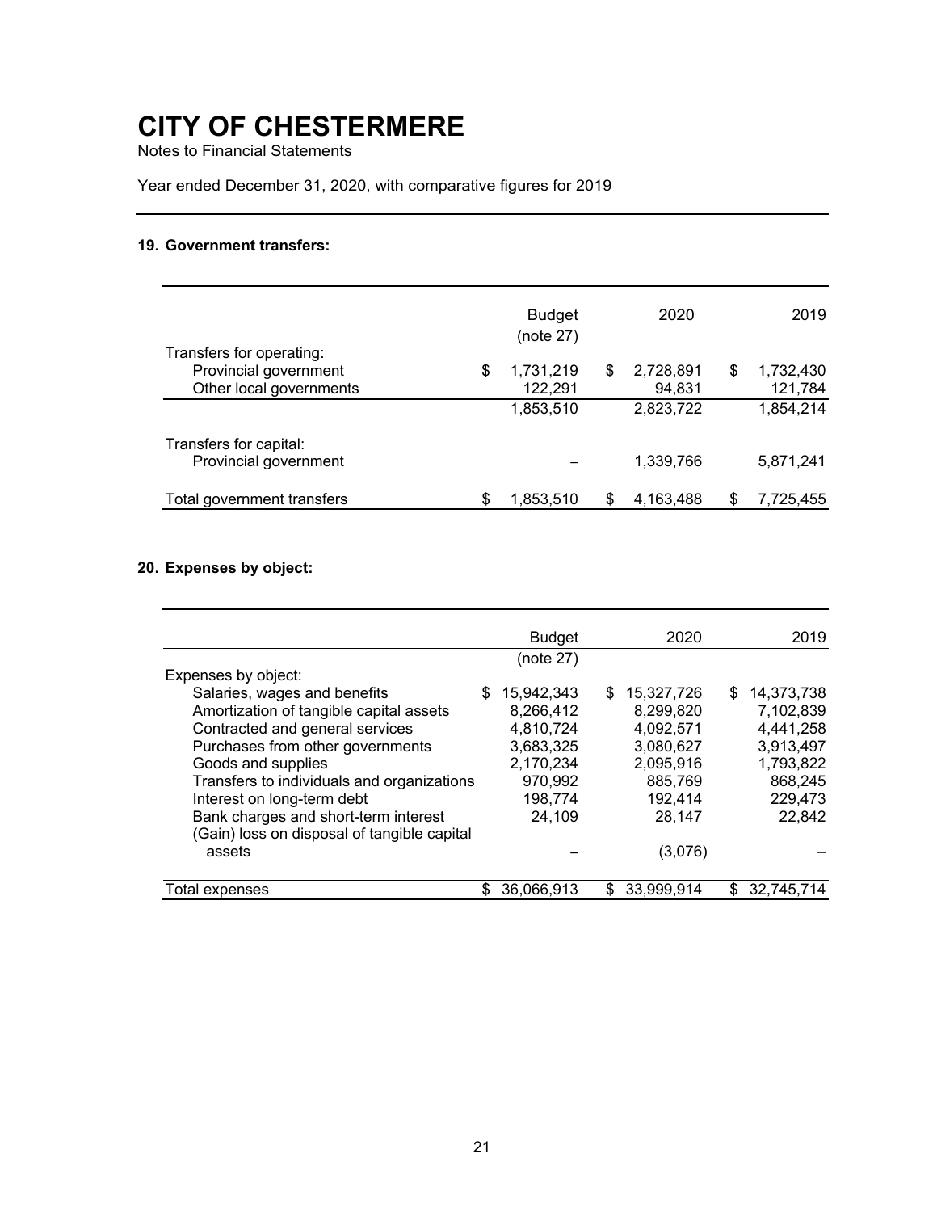# CITY OF CHESTERMERE

Notes to Financial Statements

Year ended December 31, 2020, with comparative figures for 2019

### 19. Government transfers:

| | Budget (note 27) | 2020 | 2019 |
|---|---|---|---|
| Transfers for operating: | | | |
| Provincial government | $ 1,731,219 | $ 2,728,891 | $ 1,732,430 |
| Other local governments | 122,291 | 94,831 | 121,784 |
| | 1,853,510 | 2,823,722 | 1,854,214 |
| Transfers for capital: | | | |
| Provincial government | – | 1,339,766 | 5,871,241 |
| Total government transfers | $ 1,853,510 | $ 4,163,488 | $ 7,725,455 |

### 20. Expenses by object:

| | Budget (note 27) | 2020 | 2019 |
|---|---|---|---|
| Expenses by object: | | | |
| Salaries, wages and benefits | $ 15,942,343 | $ 15,327,726 | $ 14,373,738 |
| Amortization of tangible capital assets | 8,266,412 | 8,299,820 | 7,102,839 |
| Contracted and general services | 4,810,724 | 4,092,571 | 4,441,258 |
| Purchases from other governments | 3,683,325 | 3,080,627 | 3,913,497 |
| Goods and supplies | 2,170,234 | 2,095,916 | 1,793,822 |
| Transfers to individuals and organizations | 970,992 | 885,769 | 868,245 |
| Interest on long-term debt | 198,774 | 192,414 | 229,473 |
| Bank charges and short-term interest | 24,109 | 28,147 | 22,842 |
| (Gain) loss on disposal of tangible capital assets | – | (3,076) | – |
| Total expenses | $ 36,066,913 | $ 33,999,914 | $ 32,745,714 |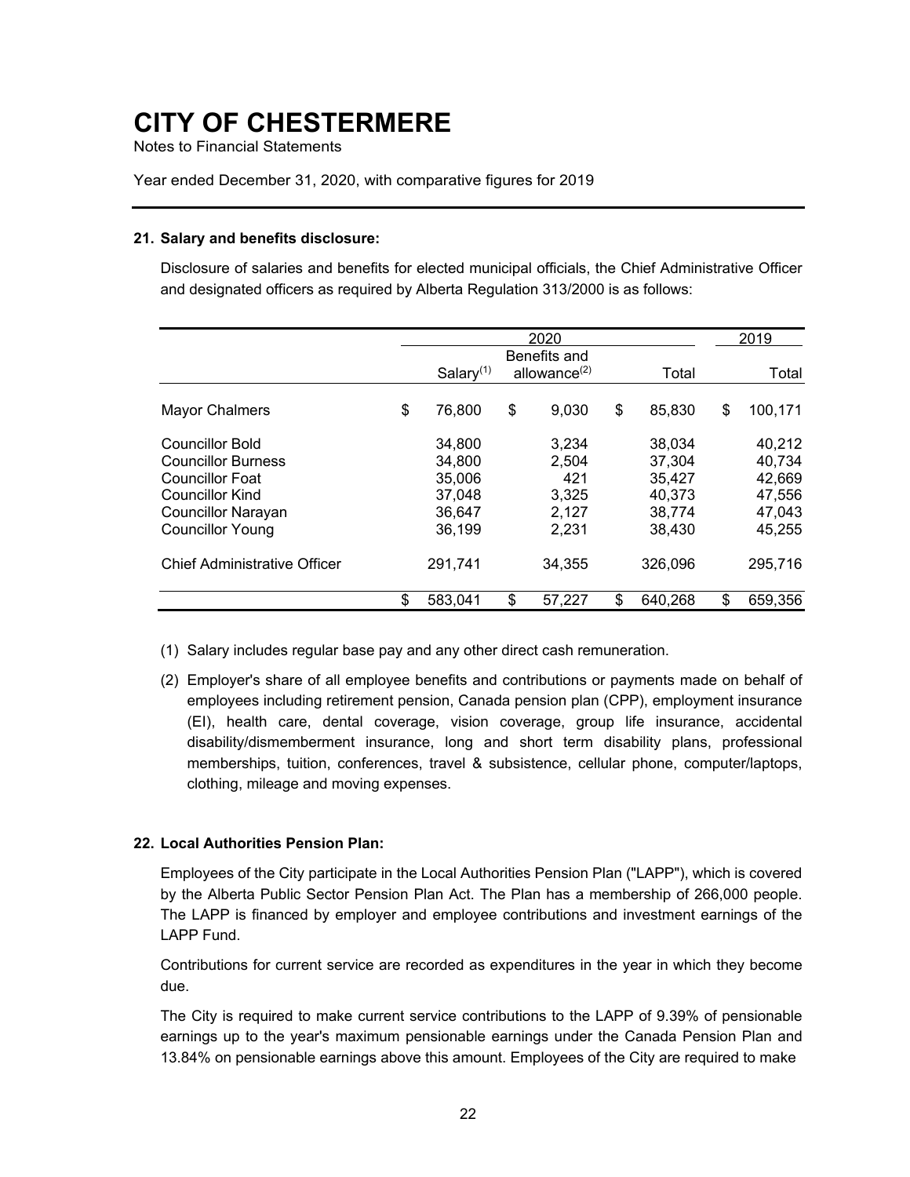# CITY OF CHESTERMERE

Notes to Financial Statements

Year ended December 31, 2020, with comparative figures for 2019

**21. Salary and benefits disclosure:**

Disclosure of salaries and benefits for elected municipal officials, the Chief Administrative Officer and designated officers as required by Alberta Regulation 313/2000 is as follows:

| | 2020 | | | 2019 |
|---|---|---|---|---|
| | Salary[(1)] | Benefits and allowance[(2)] | Total | Total |
| Mayor Chalmers | $ 76,800 | $ 9,030 | $ 85,830 | $ 100,171 |
| Councillor Bold | 34,800 | 3,234 | 38,034 | 40,212 |
| Councillor Burness | 34,800 | 2,504 | 37,304 | 40,734 |
| Councillor Foat | 35,006 | 421 | 35,427 | 42,669 |
| Councillor Kind | 37,048 | 3,325 | 40,373 | 47,556 |
| Councillor Narayan | 36,647 | 2,127 | 38,774 | 47,043 |
| Councillor Young | 36,199 | 2,231 | 38,430 | 45,255 |
| Chief Administrative Officer | 291,741 | 34,355 | 326,096 | 295,716 |
| | $ 583,041 | $ 57,227 | $ 640,268 | $ 659,356 |

(1) Salary includes regular base pay and any other direct cash remuneration.

(2) Employer's share of all employee benefits and contributions or payments made on behalf of employees including retirement pension, Canada pension plan (CPP), employment insurance (EI), health care, dental coverage, vision coverage, group life insurance, accidental disability/dismemberment insurance, long and short term disability plans, professional memberships, tuition, conferences, travel & subsistence, cellular phone, computer/laptops, clothing, mileage and moving expenses.

**22. Local Authorities Pension Plan:**

Employees of the City participate in the Local Authorities Pension Plan ("LAPP"), which is covered by the Alberta Public Sector Pension Plan Act. The Plan has a membership of 266,000 people. The LAPP is financed by employer and employee contributions and investment earnings of the LAPP Fund.

Contributions for current service are recorded as expenditures in the year in which they become due.

The City is required to make current service contributions to the LAPP of 9.39% of pensionable earnings up to the year's maximum pensionable earnings under the Canada Pension Plan and 13.84% on pensionable earnings above this amount. Employees of the City are required to make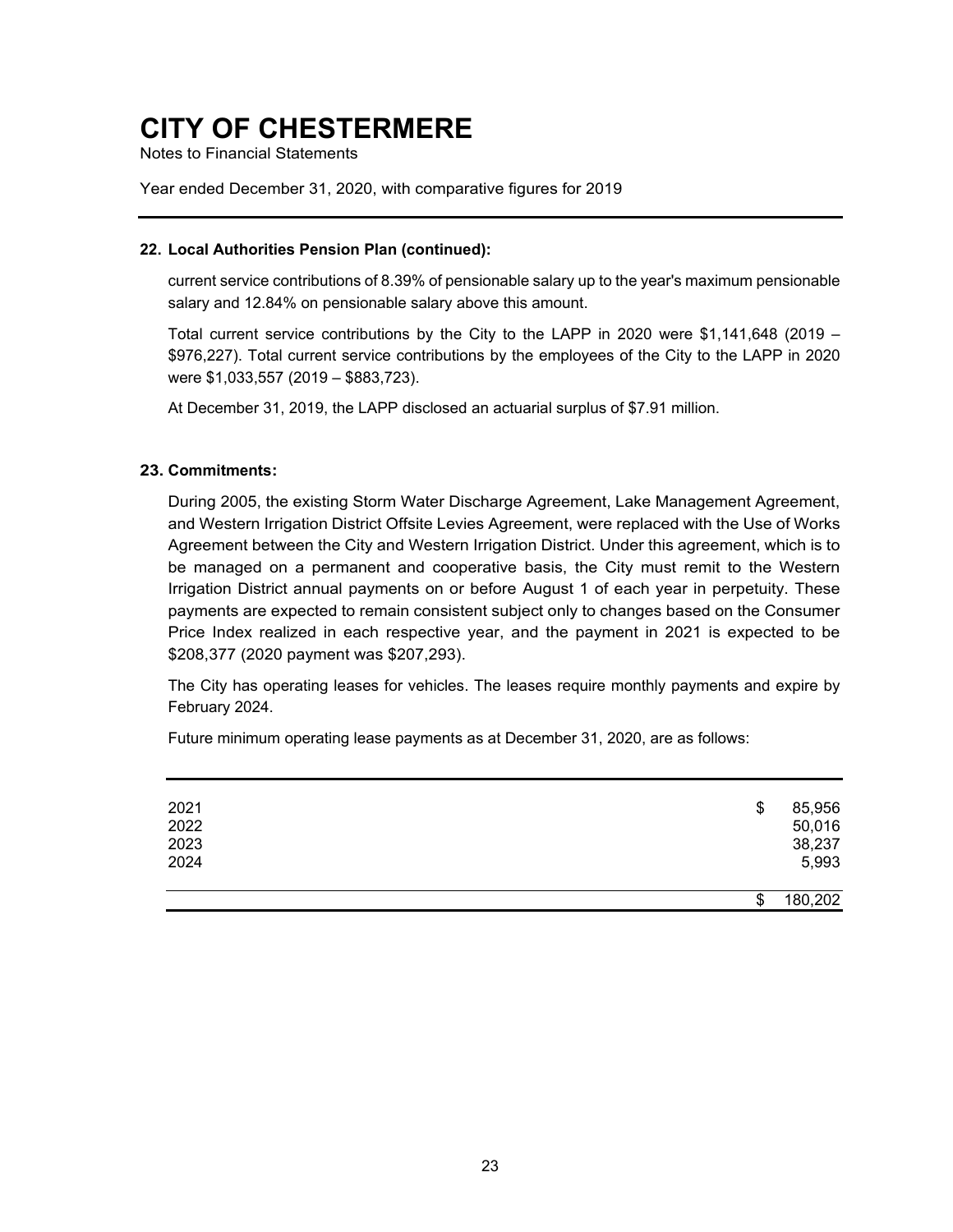# CITY OF CHESTERMERE

Notes to Financial Statements

Year ended December 31, 2020, with comparative figures for 2019

---

**22. Local Authorities Pension Plan (continued):**

current service contributions of 8.39% of pensionable salary up to the year's maximum pensionable salary and 12.84% on pensionable salary above this amount.

Total current service contributions by the City to the LAPP in 2020 were $1,141,648 (2019 – $976,227). Total current service contributions by the employees of the City to the LAPP in 2020 were $1,033,557 (2019 – $883,723).

At December 31, 2019, the LAPP disclosed an actuarial surplus of $7.91 million.

**23. Commitments:**

During 2005, the existing Storm Water Discharge Agreement, Lake Management Agreement, and Western Irrigation District Offsite Levies Agreement, were replaced with the Use of Works Agreement between the City and Western Irrigation District. Under this agreement, which is to be managed on a permanent and cooperative basis, the City must remit to the Western Irrigation District annual payments on or before August 1 of each year in perpetuity. These payments are expected to remain consistent subject only to changes based on the Consumer Price Index realized in each respective year, and the payment in 2021 is expected to be $208,377 (2020 payment was $207,293).

The City has operating leases for vehicles. The leases require monthly payments and expire by February 2024.

Future minimum operating lease payments as at December 31, 2020, are as follows:

| | |
|---|---|
| 2021 | $ 85,956 |
| 2022 | 50,016 |
| 2023 | 38,237 |
| 2024 | 5,993 |
| | $ 180,202 |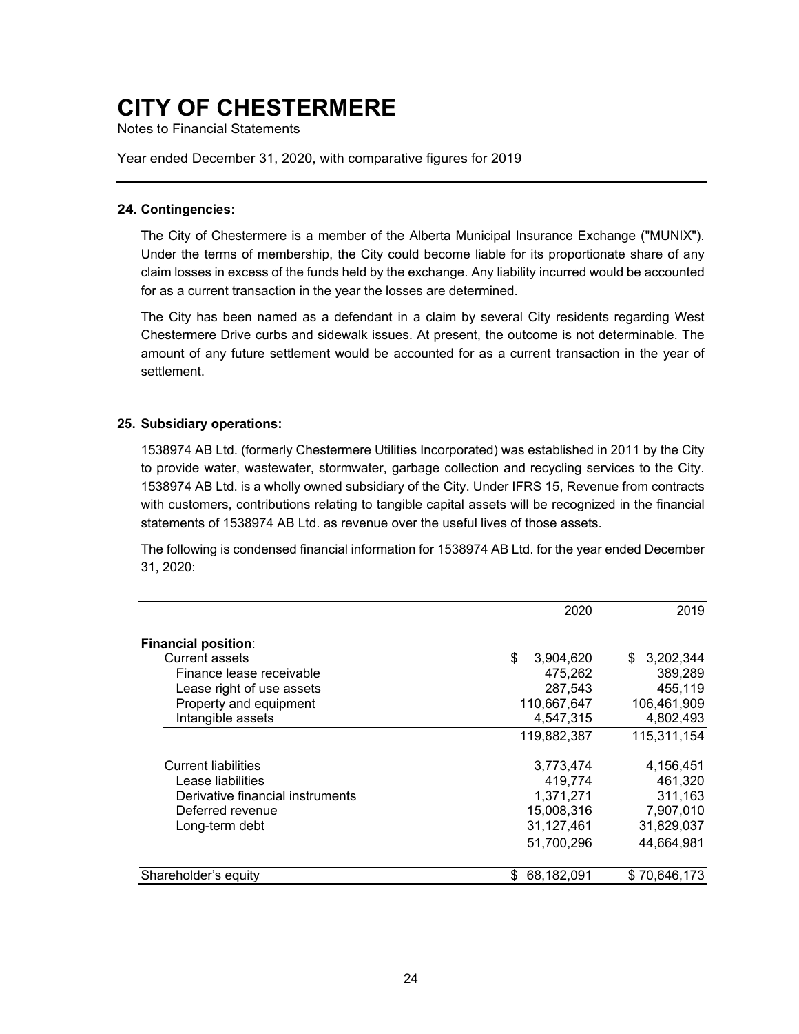# CITY OF CHESTERMERE

Notes to Financial Statements

Year ended December 31, 2020, with comparative figures for 2019

**24. Contingencies:**

The City of Chestermere is a member of the Alberta Municipal Insurance Exchange ("MUNIX"). Under the terms of membership, the City could become liable for its proportionate share of any claim losses in excess of the funds held by the exchange. Any liability incurred would be accounted for as a current transaction in the year the losses are determined.

The City has been named as a defendant in a claim by several City residents regarding West Chestermere Drive curbs and sidewalk issues. At present, the outcome is not determinable. The amount of any future settlement would be accounted for as a current transaction in the year of settlement.

**25. Subsidiary operations:**

1538974 AB Ltd. (formerly Chestermere Utilities Incorporated) was established in 2011 by the City to provide water, wastewater, stormwater, garbage collection and recycling services to the City. 1538974 AB Ltd. is a wholly owned subsidiary of the City. Under IFRS 15, Revenue from contracts with customers, contributions relating to tangible capital assets will be recognized in the financial statements of 1538974 AB Ltd. as revenue over the useful lives of those assets.

The following is condensed financial information for 1538974 AB Ltd. for the year ended December 31, 2020:

| | 2020 | 2019 |
|---|---|---|
| **Financial position**: | | |
| Current assets | $ 3,904,620 | $ 3,202,344 |
| Finance lease receivable | 475,262 | 389,289 |
| Lease right of use assets | 287,543 | 455,119 |
| Property and equipment | 110,667,647 | 106,461,909 |
| Intangible assets | 4,547,315 | 4,802,493 |
| | 119,882,387 | 115,311,154 |
| Current liabilities | 3,773,474 | 4,156,451 |
| Lease liabilities | 419,774 | 461,320 |
| Derivative financial instruments | 1,371,271 | 311,163 |
| Deferred revenue | 15,008,316 | 7,907,010 |
| Long-term debt | 31,127,461 | 31,829,037 |
| | 51,700,296 | 44,664,981 |
| Shareholder's equity | $ 68,182,091 | $ 70,646,173 |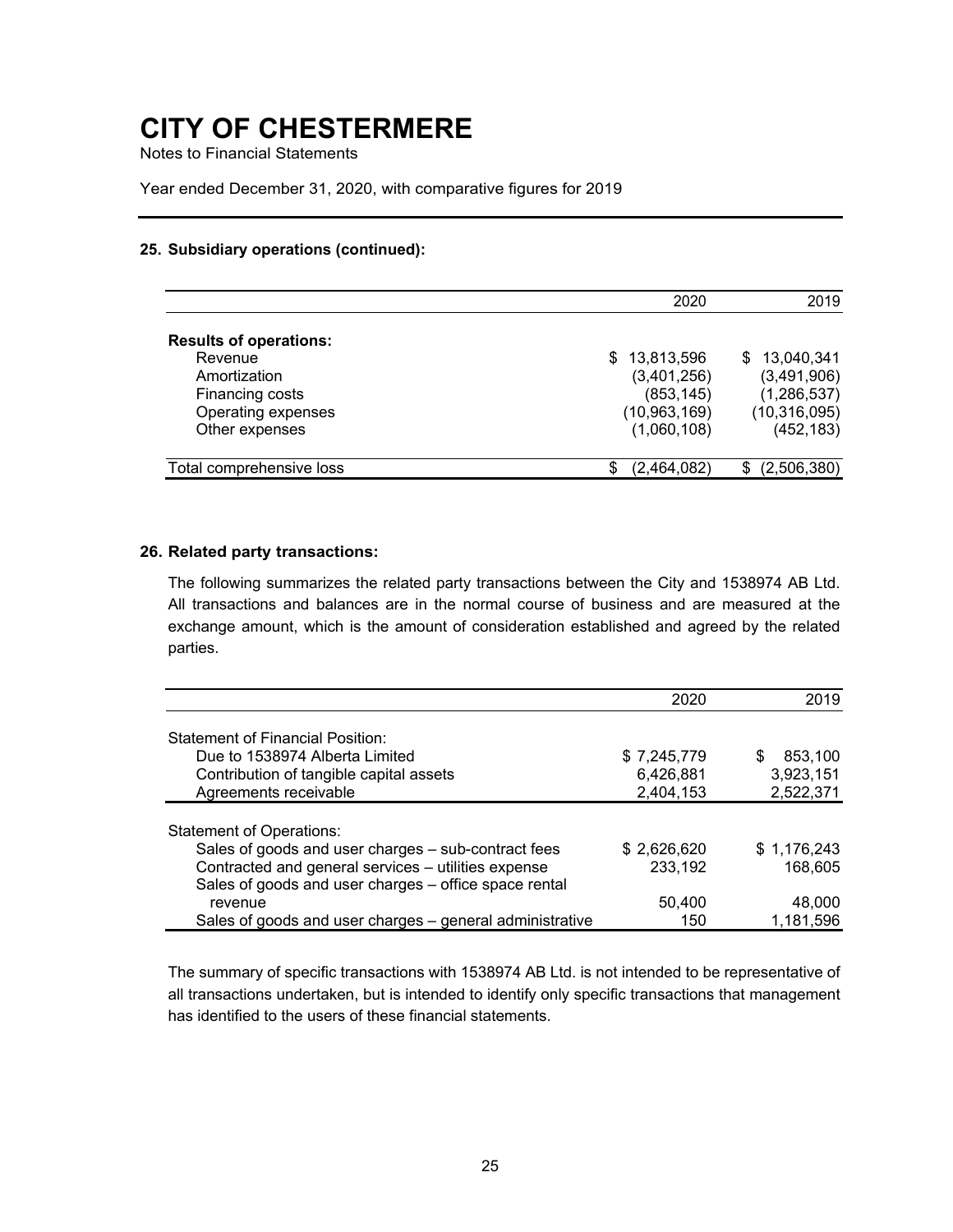# CITY OF CHESTERMERE

Notes to Financial Statements

Year ended December 31, 2020, with comparative figures for 2019

**25. Subsidiary operations (continued):**

| | 2020 | 2019 |
|---|---|---|
| **Results of operations:** | | |
| Revenue | $ 13,813,596 | $ 13,040,341 |
| Amortization | (3,401,256) | (3,491,906) |
| Financing costs | (853,145) | (1,286,537) |
| Operating expenses | (10,963,169) | (10,316,095) |
| Other expenses | (1,060,108) | (452,183) |
| Total comprehensive loss | $ (2,464,082) | $ (2,506,380) |

**26. Related party transactions:**

The following summarizes the related party transactions between the City and 1538974 AB Ltd. All transactions and balances are in the normal course of business and are measured at the exchange amount, which is the amount of consideration established and agreed by the related parties.

| | 2020 | 2019 |
|---|---|---|
| Statement of Financial Position: | | |
| Due to 1538974 Alberta Limited | $ 7,245,779 | $ 853,100 |
| Contribution of tangible capital assets | 6,426,881 | 3,923,151 |
| Agreements receivable | 2,404,153 | 2,522,371 |
| Statement of Operations: | | |
| Sales of goods and user charges – sub-contract fees | $ 2,626,620 | $ 1,176,243 |
| Contracted and general services – utilities expense | 233,192 | 168,605 |
| Sales of goods and user charges – office space rental revenue | 50,400 | 48,000 |
| Sales of goods and user charges – general administrative | 150 | 1,181,596 |

The summary of specific transactions with 1538974 AB Ltd. is not intended to be representative of all transactions undertaken, but is intended to identify only specific transactions that management has identified to the users of these financial statements.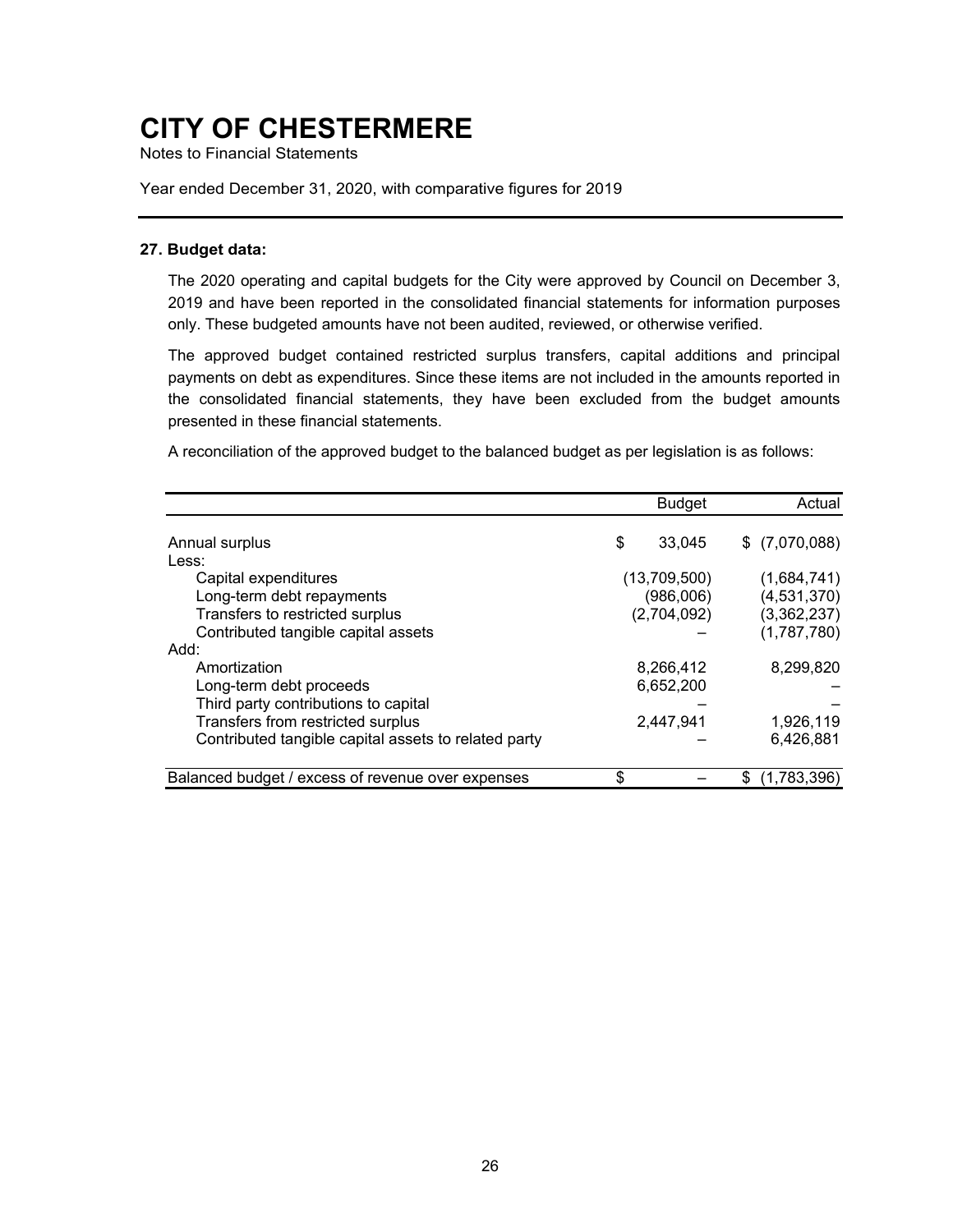# CITY OF CHESTERMERE

Notes to Financial Statements

Year ended December 31, 2020, with comparative figures for 2019

**27. Budget data:**

The 2020 operating and capital budgets for the City were approved by Council on December 3, 2019 and have been reported in the consolidated financial statements for information purposes only. These budgeted amounts have not been audited, reviewed, or otherwise verified.

The approved budget contained restricted surplus transfers, capital additions and principal payments on debt as expenditures. Since these items are not included in the amounts reported in the consolidated financial statements, they have been excluded from the budget amounts presented in these financial statements.

A reconciliation of the approved budget to the balanced budget as per legislation is as follows:

| | Budget | Actual |
|---|---|---|
| Annual surplus | $ 33,045 | $ (7,070,088) |
| Less: | | |
| Capital expenditures | (13,709,500) | (1,684,741) |
| Long-term debt repayments | (986,006) | (4,531,370) |
| Transfers to restricted surplus | (2,704,092) | (3,362,237) |
| Contributed tangible capital assets | – | (1,787,780) |
| Add: | | |
| Amortization | 8,266,412 | 8,299,820 |
| Long-term debt proceeds | 6,652,200 | – |
| Third party contributions to capital | – | – |
| Transfers from restricted surplus | 2,447,941 | 1,926,119 |
| Contributed tangible capital assets to related party | – | 6,426,881 |
| Balanced budget / excess of revenue over expenses | $ – | $ (1,783,396) |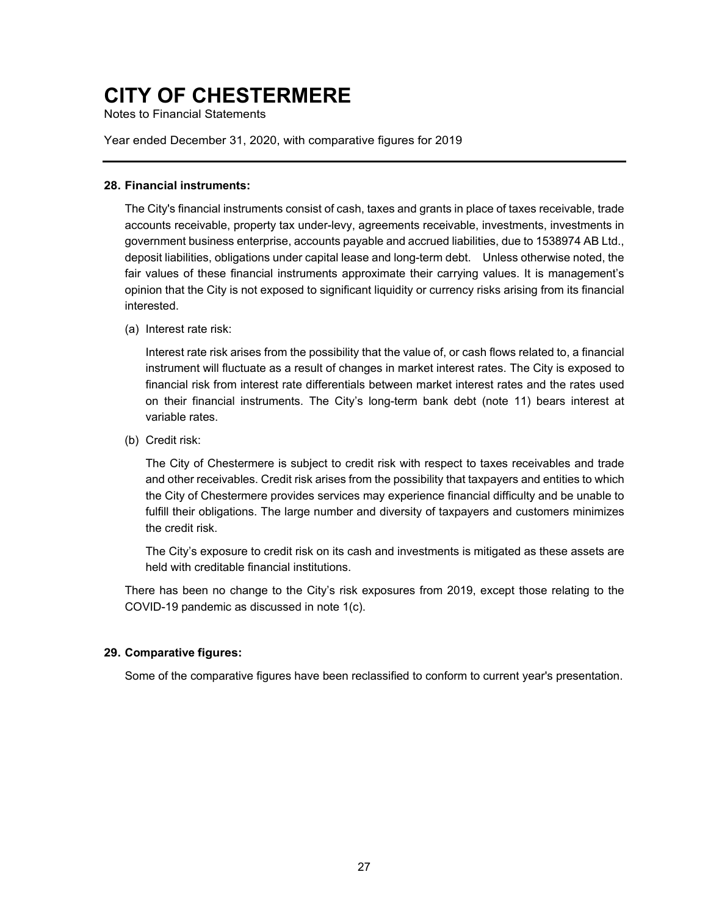# CITY OF CHESTERMERE

Notes to Financial Statements

Year ended December 31, 2020, with comparative figures for 2019

---

**28. Financial instruments:**

The City's financial instruments consist of cash, taxes and grants in place of taxes receivable, trade accounts receivable, property tax under-levy, agreements receivable, investments, investments in government business enterprise, accounts payable and accrued liabilities, due to 1538974 AB Ltd., deposit liabilities, obligations under capital lease and long-term debt. Unless otherwise noted, the fair values of these financial instruments approximate their carrying values. It is management's opinion that the City is not exposed to significant liquidity or currency risks arising from its financial interested.

(a) Interest rate risk:

Interest rate risk arises from the possibility that the value of, or cash flows related to, a financial instrument will fluctuate as a result of changes in market interest rates. The City is exposed to financial risk from interest rate differentials between market interest rates and the rates used on their financial instruments. The City's long-term bank debt (note 11) bears interest at variable rates.

(b) Credit risk:

The City of Chestermere is subject to credit risk with respect to taxes receivables and trade and other receivables. Credit risk arises from the possibility that taxpayers and entities to which the City of Chestermere provides services may experience financial difficulty and be unable to fulfill their obligations. The large number and diversity of taxpayers and customers minimizes the credit risk.

The City's exposure to credit risk on its cash and investments is mitigated as these assets are held with creditable financial institutions.

There has been no change to the City's risk exposures from 2019, except those relating to the COVID-19 pandemic as discussed in note 1(c).

**29. Comparative figures:**

Some of the comparative figures have been reclassified to conform to current year's presentation.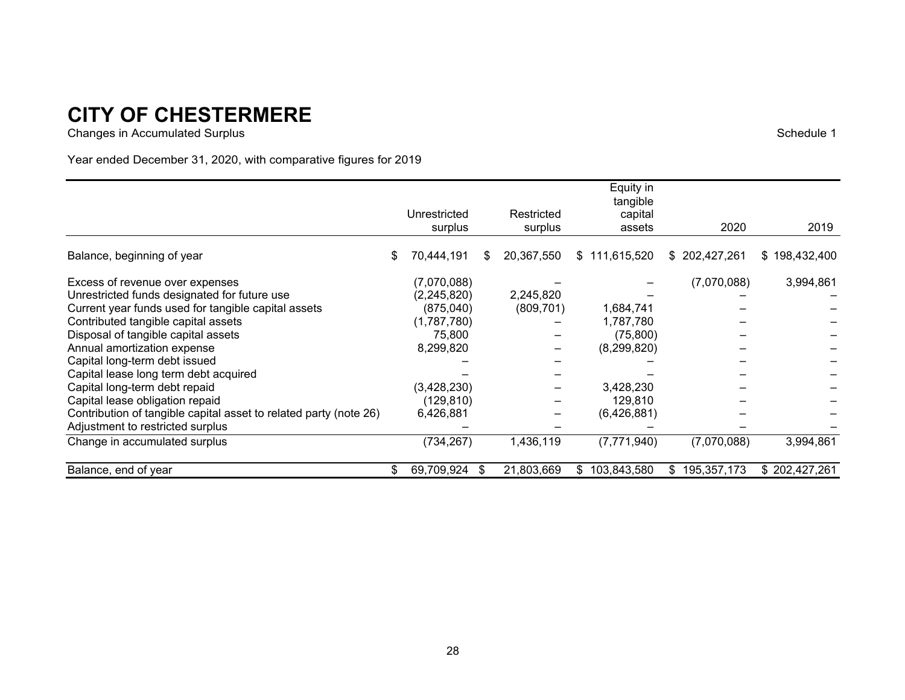# CITY OF CHESTERMERE

Changes in Accumulated Surplus

Schedule 1

Year ended December 31, 2020, with comparative figures for 2019

| | Unrestricted surplus | Restricted surplus | Equity in tangible capital assets | 2020 | 2019 |
|---|---|---|---|---|---|
| Balance, beginning of year | $ 70,444,191 | $ 20,367,550 | $ 111,615,520 | $ 202,427,261 | $ 198,432,400 |
| Excess of revenue over expenses | (7,070,088) | – | – | (7,070,088) | 3,994,861 |
| Unrestricted funds designated for future use | (2,245,820) | 2,245,820 | – | – | – |
| Current year funds used for tangible capital assets | (875,040) | (809,701) | 1,684,741 | – | – |
| Contributed tangible capital assets | (1,787,780) | – | 1,787,780 | – | – |
| Disposal of tangible capital assets | 75,800 | – | (75,800) | – | – |
| Annual amortization expense | 8,299,820 | – | (8,299,820) | – | – |
| Capital long-term debt issued | – | – | – | – | – |
| Capital lease long term debt acquired | – | – | – | – | – |
| Capital long-term debt repaid | (3,428,230) | – | 3,428,230 | – | – |
| Capital lease obligation repaid | (129,810) | – | 129,810 | – | – |
| Contribution of tangible capital asset to related party (note 26) | 6,426,881 | – | (6,426,881) | – | – |
| Adjustment to restricted surplus | – | – | – | – | – |
| Change in accumulated surplus | (734,267) | 1,436,119 | (7,771,940) | (7,070,088) | 3,994,861 |
| Balance, end of year | $ 69,709,924 | $ 21,803,669 | $ 103,843,580 | $ 195,357,173 | $ 202,427,261 |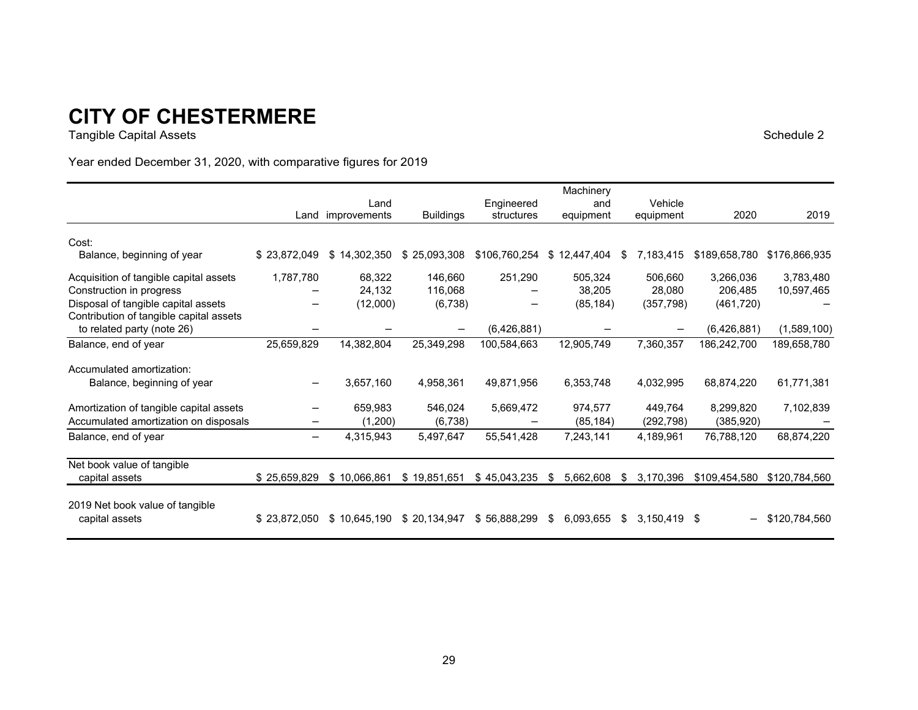# CITY OF CHESTERMERE

Tangible Capital Assets

Schedule 2

Year ended December 31, 2020, with comparative figures for 2019

| | Land | Land improvements | Buildings | Engineered structures | Machinery and equipment | Vehicle equipment | 2020 | 2019 |
|---|---|---|---|---|---|---|---|---|
| Cost: | | | | | | | | |
| Balance, beginning of year | $ 23,872,049 | $ 14,302,350 | $ 25,093,308 | $106,760,254 | $ 12,447,404 | $ 7,183,415 | $189,658,780 | $176,866,935 |
| Acquisition of tangible capital assets | 1,787,780 | 68,322 | 146,660 | 251,290 | 505,324 | 506,660 | 3,266,036 | 3,783,480 |
| Construction in progress | – | 24,132 | 116,068 | – | 38,205 | 28,080 | 206,485 | 10,597,465 |
| Disposal of tangible capital assets | – | (12,000) | (6,738) | – | (85,184) | (357,798) | (461,720) | – |
| Contribution of tangible capital assets to related party (note 26) | – | – | – | (6,426,881) | – | – | (6,426,881) | (1,589,100) |
| Balance, end of year | 25,659,829 | 14,382,804 | 25,349,298 | 100,584,663 | 12,905,749 | 7,360,357 | 186,242,700 | 189,658,780 |
| Accumulated amortization: | | | | | | | | |
| Balance, beginning of year | – | 3,657,160 | 4,958,361 | 49,871,956 | 6,353,748 | 4,032,995 | 68,874,220 | 61,771,381 |
| Amortization of tangible capital assets | – | 659,983 | 546,024 | 5,669,472 | 974,577 | 449,764 | 8,299,820 | 7,102,839 |
| Accumulated amortization on disposals | – | (1,200) | (6,738) | – | (85,184) | (292,798) | (385,920) | – |
| Balance, end of year | – | 4,315,943 | 5,497,647 | 55,541,428 | 7,243,141 | 4,189,961 | 76,788,120 | 68,874,220 |
| Net book value of tangible capital assets | $ 25,659,829 | $ 10,066,861 | $ 19,851,651 | $ 45,043,235 | $ 5,662,608 | $ 3,170,396 | $109,454,580 | $120,784,560 |
| 2019 Net book value of tangible capital assets | $ 23,872,050 | $ 10,645,190 | $ 20,134,947 | $ 56,888,299 | $ 6,093,655 | $ 3,150,419 | $ – | $120,784,560 |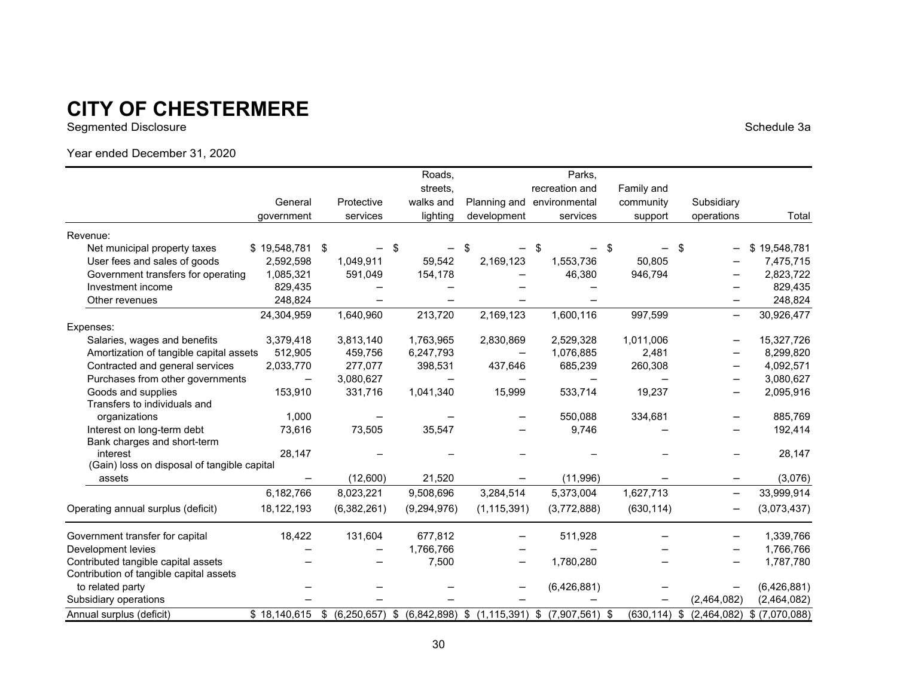# CITY OF CHESTERMERE

Segmented Disclosure

Schedule 3a

Year ended December 31, 2020

| | General government | Protective services | Roads, streets, walks and lighting | Planning and development | Parks, recreation and environmental services | Family and community support | Subsidiary operations | Total |
|---|---|---|---|---|---|---|---|---|
| Revenue: | | | | | | | | |
| Net municipal property taxes | $ 19,548,781 | $ – | $ – | $ – | $ – | $ – | $ – | $ 19,548,781 |
| User fees and sales of goods | 2,592,598 | 1,049,911 | 59,542 | 2,169,123 | 1,553,736 | 50,805 | – | 7,475,715 |
| Government transfers for operating | 1,085,321 | 591,049 | 154,178 | – | 46,380 | 946,794 | – | 2,823,722 |
| Investment income | 829,435 | – | – | – | – | – | – | 829,435 |
| Other revenues | 248,824 | – | – | – | – | | – | 248,824 |
| | 24,304,959 | 1,640,960 | 213,720 | 2,169,123 | 1,600,116 | 997,599 | – | 30,926,477 |
| Expenses: | | | | | | | | |
| Salaries, wages and benefits | 3,379,418 | 3,813,140 | 1,763,965 | 2,830,869 | 2,529,328 | 1,011,006 | – | 15,327,726 |
| Amortization of tangible capital assets | 512,905 | 459,756 | 6,247,793 | – | 1,076,885 | 2,481 | – | 8,299,820 |
| Contracted and general services | 2,033,770 | 277,077 | 398,531 | 437,646 | 685,239 | 260,308 | – | 4,092,571 |
| Purchases from other governments | – | 3,080,627 | – | – | – | – | – | 3,080,627 |
| Goods and supplies | 153,910 | 331,716 | 1,041,340 | 15,999 | 533,714 | 19,237 | – | 2,095,916 |
| Transfers to individuals and organizations | 1,000 | – | – | – | 550,088 | 334,681 | – | 885,769 |
| Interest on long-term debt | 73,616 | 73,505 | 35,547 | – | 9,746 | – | – | 192,414 |
| Bank charges and short-term interest | 28,147 | – | – | – | – | – | – | 28,147 |
| (Gain) loss on disposal of tangible capital assets | – | (12,600) | 21,520 | – | (11,996) | – | – | (3,076) |
| | 6,182,766 | 8,023,221 | 9,508,696 | 3,284,514 | 5,373,004 | 1,627,713 | – | 33,999,914 |
| Operating annual surplus (deficit) | 18,122,193 | (6,382,261) | (9,294,976) | (1,115,391) | (3,772,888) | (630,114) | – | (3,073,437) |
| Government transfer for capital | 18,422 | 131,604 | 677,812 | – | 511,928 | – | – | 1,339,766 |
| Development levies | – | – | 1,766,766 | – | – | – | – | 1,766,766 |
| Contributed tangible capital assets | – | – | 7,500 | – | 1,780,280 | – | – | 1,787,780 |
| Contribution of tangible capital assets to related party | – | – | – | – | (6,426,881) | – | – | (6,426,881) |
| Subsidiary operations | – | – | – | – | – | – | (2,464,082) | (2,464,082) |
| Annual surplus (deficit) | $ 18,140,615 | $ (6,250,657) | $ (6,842,898) | $ (1,115,391) | $ (7,907,561) | $ (630,114) | $ (2,464,082) | $ (7,070,088) |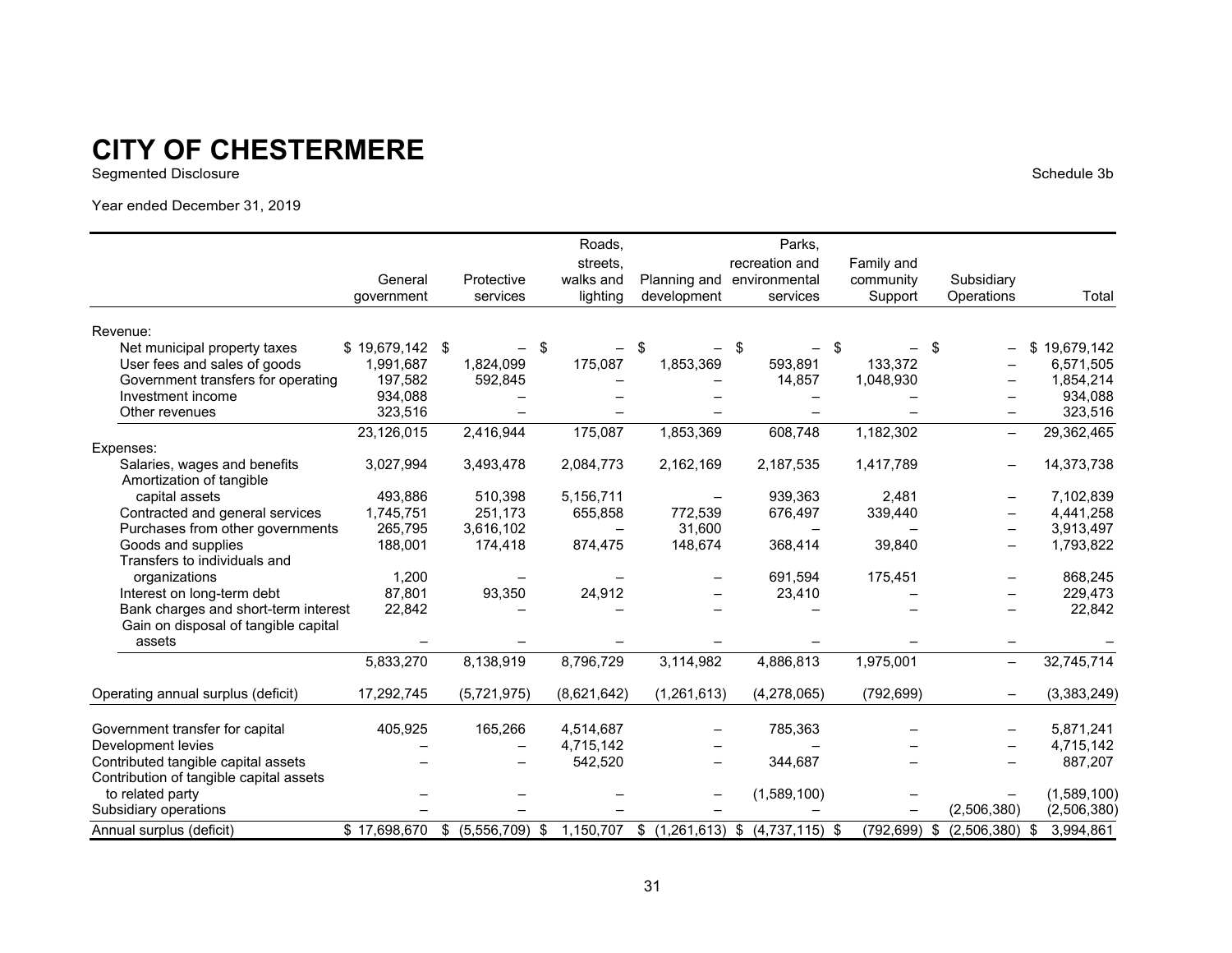# CITY OF CHESTERMERE

Segmented Disclosure

Schedule 3b

Year ended December 31, 2019

| | General government | Protective services | Roads, streets, walks and lighting | Planning and development | Parks, recreation and environmental services | Family and community Support | Subsidiary Operations | Total |
|---|---|---|---|---|---|---|---|---|
| Revenue: | | | | | | | | |
| Net municipal property taxes | $ 19,679,142 | $ – | $ – | $ – | $ – | $ – | $ – | $ 19,679,142 |
| User fees and sales of goods | 1,991,687 | 1,824,099 | 175,087 | 1,853,369 | 593,891 | 133,372 | – | 6,571,505 |
| Government transfers for operating | 197,582 | 592,845 | – | – | 14,857 | 1,048,930 | – | 1,854,214 |
| Investment income | 934,088 | – | – | – | – | – | – | 934,088 |
| Other revenues | 323,516 | – | – | – | – | – | – | 323,516 |
| | 23,126,015 | 2,416,944 | 175,087 | 1,853,369 | 608,748 | 1,182,302 | – | 29,362,465 |
| Expenses: | | | | | | | | |
| Salaries, wages and benefits | 3,027,994 | 3,493,478 | 2,084,773 | 2,162,169 | 2,187,535 | 1,417,789 | – | 14,373,738 |
| Amortization of tangible capital assets | 493,886 | 510,398 | 5,156,711 | – | 939,363 | 2,481 | – | 7,102,839 |
| Contracted and general services | 1,745,751 | 251,173 | 655,858 | 772,539 | 676,497 | 339,440 | – | 4,441,258 |
| Purchases from other governments | 265,795 | 3,616,102 | – | 31,600 | – | – | – | 3,913,497 |
| Goods and supplies | 188,001 | 174,418 | 874,475 | 148,674 | 368,414 | 39,840 | – | 1,793,822 |
| Transfers to individuals and organizations | 1,200 | – | – | – | 691,594 | 175,451 | – | 868,245 |
| Interest on long-term debt | 87,801 | 93,350 | 24,912 | – | 23,410 | – | – | 229,473 |
| Bank charges and short-term interest | 22,842 | – | – | – | – | – | – | 22,842 |
| Gain on disposal of tangible capital assets | – | – | – | – | – | – | – | – |
| | 5,833,270 | 8,138,919 | 8,796,729 | 3,114,982 | 4,886,813 | 1,975,001 | – | 32,745,714 |
| Operating annual surplus (deficit) | 17,292,745 | (5,721,975) | (8,621,642) | (1,261,613) | (4,278,065) | (792,699) | – | (3,383,249) |
| Government transfer for capital | 405,925 | 165,266 | 4,514,687 | – | 785,363 | – | – | 5,871,241 |
| Development levies | – | – | 4,715,142 | – | – | – | – | 4,715,142 |
| Contributed tangible capital assets | – | – | 542,520 | – | 344,687 | – | – | 887,207 |
| Contribution of tangible capital assets to related party | – | – | – | – | (1,589,100) | – | – | (1,589,100) |
| Subsidiary operations | – | – | – | – | – | – | (2,506,380) | (2,506,380) |
| Annual surplus (deficit) | $ 17,698,670 | $ (5,556,709) | $ 1,150,707 | $ (1,261,613) | $ (4,737,115) | $ (792,699) | $ (2,506,380) | $ 3,994,861 |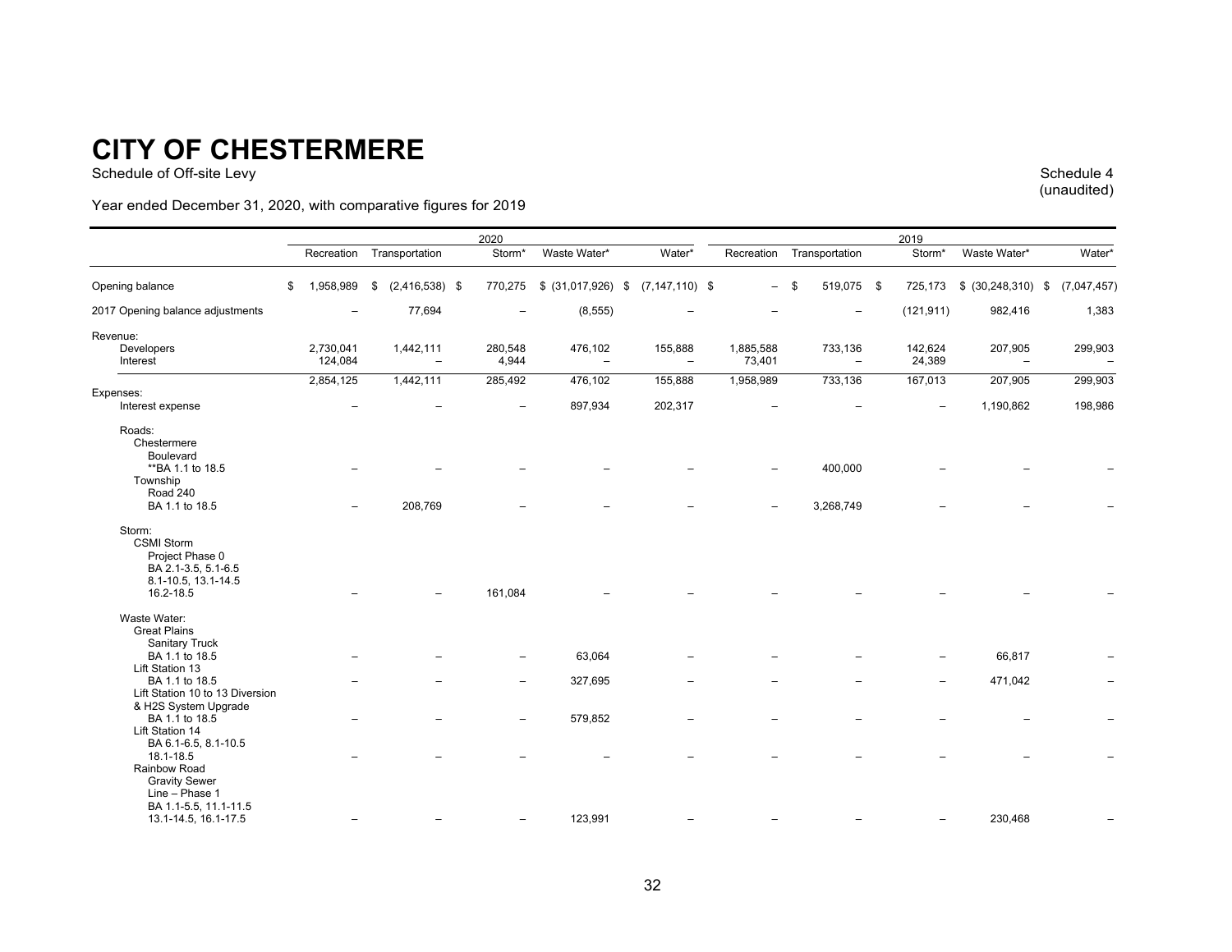# CITY OF CHESTERMERE

Schedule of Off-site Levy

Schedule 4
(unaudited)

Year ended December 31, 2020, with comparative figures for 2019

| | 2020 | | | | | 2019 | | | | |
|---|---|---|---|---|---|---|---|---|---|---|
| | Recreation | Transportation | Storm* | Waste Water* | Water* | Recreation | Transportation | Storm* | Waste Water* | Water* |
| Opening balance | $ 1,958,989 | $ (2,416,538) | $ 770,275 | $ (31,017,926) | $ (7,147,110) | $ – | $ 519,075 | $ 725,173 | $ (30,248,310) | $ (7,047,457) |
| 2017 Opening balance adjustments | – | 77,694 | – | (8,555) | – | – | – | (121,911) | 982,416 | 1,383 |
| Revenue: | | | | | | | | | | |
| Developers | 2,730,041 | 1,442,111 | 280,548 | 476,102 | 155,888 | 1,885,588 | 733,136 | 142,624 | 207,905 | 299,903 |
| Interest | 124,084 | – | 4,944 | – | – | 73,401 | – | 24,389 | – | – |
| | 2,854,125 | 1,442,111 | 285,492 | 476,102 | 155,888 | 1,958,989 | 733,136 | 167,013 | 207,905 | 299,903 |
| Expenses: | | | | | | | | | | |
| Interest expense | – | – | – | 897,934 | 202,317 | – | – | – | 1,190,862 | 198,986 |
| Roads: | | | | | | | | | | |
| Chestermere Boulevard **BA 1.1 to 18.5 | – | – | – | – | – | – | 400,000 | – | – | – |
| Township Road 240 BA 1.1 to 18.5 | – | 208,769 | – | – | – | – | 3,268,749 | – | – | – |
| Storm: | | | | | | | | | | |
| CSMI Storm Project Phase 0 BA 2.1-3.5, 5.1-6.5 8.1-10.5, 13.1-14.5 16.2-18.5 | – | – | 161,084 | – | – | – | – | – | – | – |
| Waste Water: | | | | | | | | | | |
| Great Plains Sanitary Truck BA 1.1 to 18.5 | – | – | – | 63,064 | – | – | – | – | 66,817 | – |
| Lift Station 13 BA 1.1 to 18.5 | – | – | – | 327,695 | – | – | – | – | 471,042 | – |
| Lift Station 10 to 13 Diversion & H2S System Upgrade BA 1.1 to 18.5 | – | – | – | 579,852 | – | – | – | – | – | – |
| Lift Station 14 BA 6.1-6.5, 8.1-10.5 18.1-18.5 | – | – | – | – | – | – | – | – | – | – |
| Rainbow Road Gravity Sewer Line – Phase 1 BA 1.1-5.5, 11.1-11.5 13.1-14.5, 16.1-17.5 | – | – | – | 123,991 | – | – | – | – | 230,468 | – |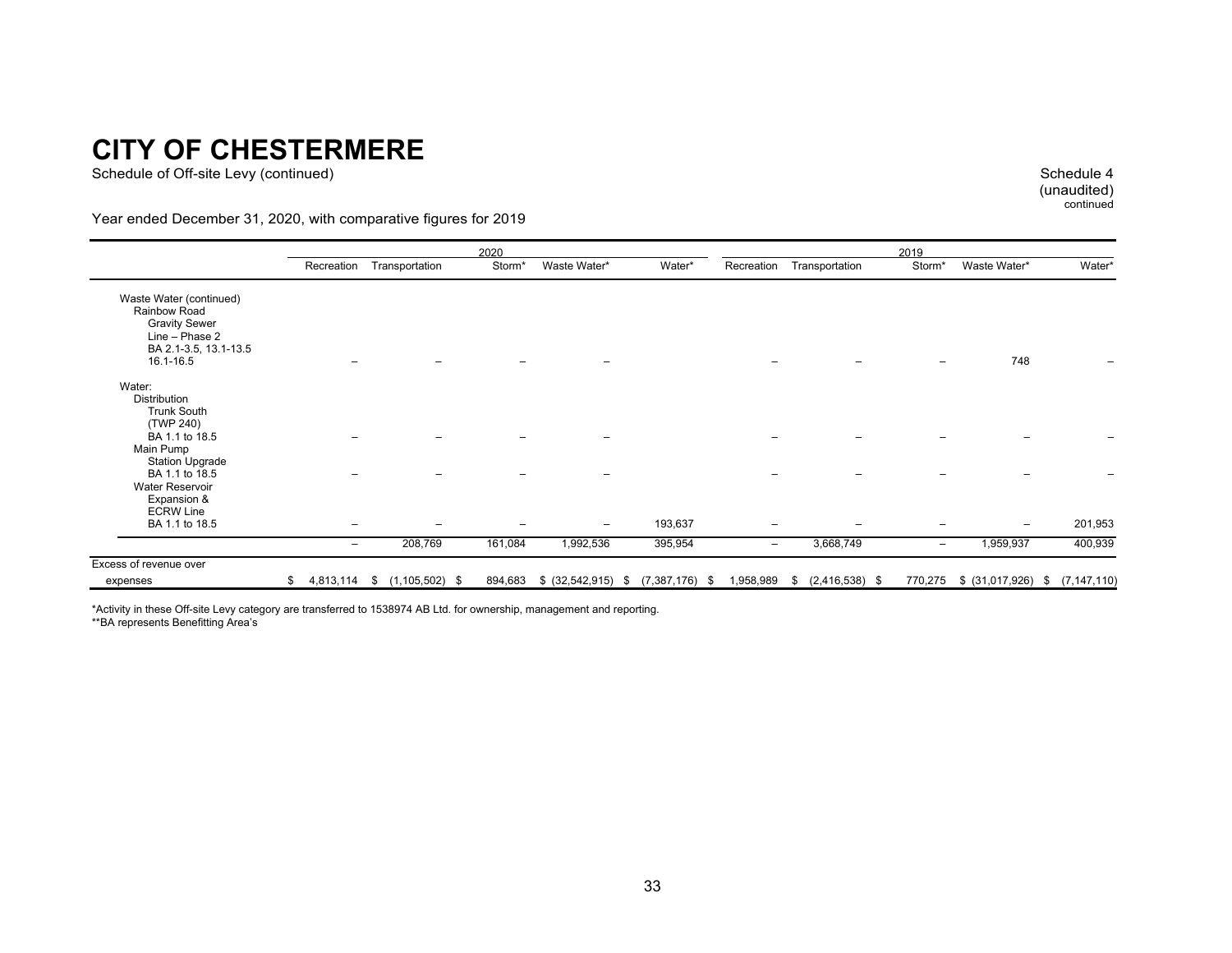# CITY OF CHESTERMERE

Schedule of Off-site Levy (continued)

Schedule 4
(unaudited)
continued

Year ended December 31, 2020, with comparative figures for 2019

| | 2020 | | | | | 2019 | | | | |
|---|---|---|---|---|---|---|---|---|---|---|
| | Recreation | Transportation | Storm* | Waste Water* | Water* | Recreation | Transportation | Storm* | Waste Water* | Water* |
| Waste Water (continued) | | | | | | | | | | |
| Rainbow Road Gravity Sewer Line – Phase 2 BA 2.1-3.5, 13.1-13.5 16.1-16.5 | – | – | – | – | | – | – | – | 748 | – |
| Water: | | | | | | | | | | |
| Distribution Trunk South (TWP 240) BA 1.1 to 18.5 | – | – | – | – | | – | – | – | – | – |
| Main Pump Station Upgrade BA 1.1 to 18.5 | – | – | – | – | | – | – | – | – | – |
| Water Reservoir Expansion & ECRW Line BA 1.1 to 18.5 | – | – | – | – | 193,637 | – | – | – | – | 201,953 |
| | – | 208,769 | 161,084 | 1,992,536 | 395,954 | – | 3,668,749 | – | 1,959,937 | 400,939 |
| Excess of revenue over expenses | $ 4,813,114 | $ (1,105,502) | $ 894,683 | $ (32,542,915) | $ (7,387,176) | $ 1,958,989 | $ (2,416,538) | $ 770,275 | $ (31,017,926) | $ (7,147,110) |

*Activity in these Off-site Levy category are transferred to 1538974 AB Ltd. for ownership, management and reporting.
**BA represents Benefitting Area's